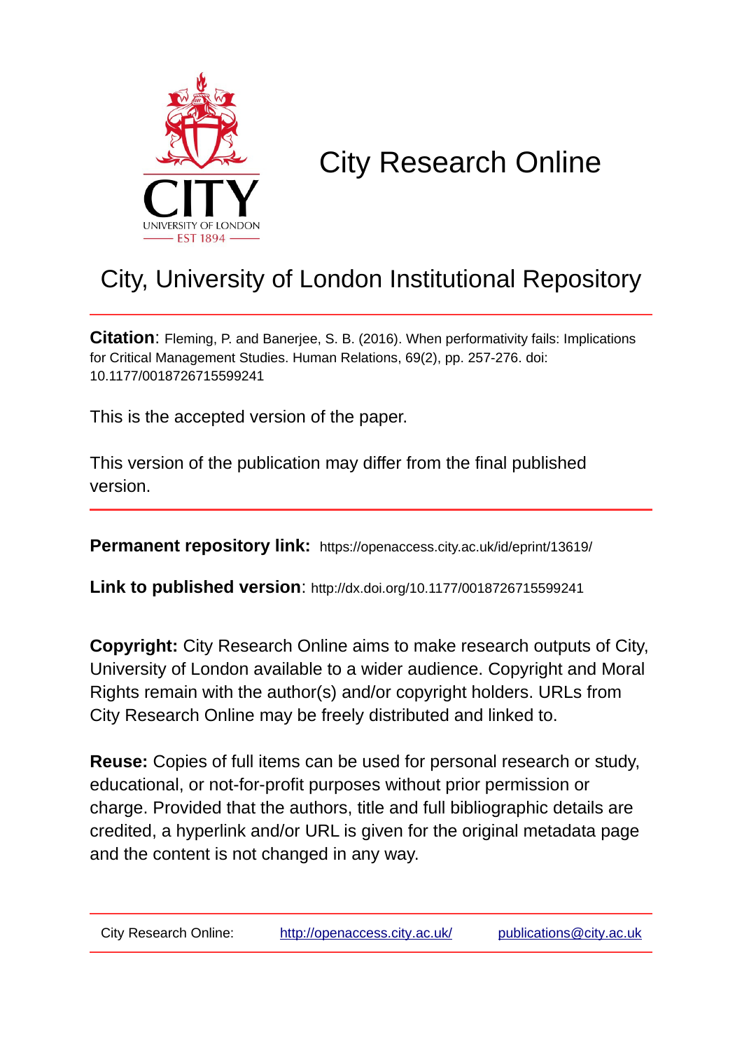# City Research Online

## City, University of London Institutional Repository

**Citation**: Fleming, P. and Banerjee, S. B. (2016). When performativity fails: Implications for Critical Management Studies. Human Relations, 69(2), pp. 257-276. doi: 10.1177/0018726715599241

This is the accepted version of the paper.

This version of the publication may differ from the final published version.

**Permanent repository link:** https://openaccess.city.ac.uk/id/eprint/13619/

**Link to published version**: http://dx.doi.org/10.1177/0018726715599241

**Copyright:** City Research Online aims to make research outputs of City, University of London available to a wider audience. Copyright and Moral Rights remain with the author(s) and/or copyright holders. URLs from City Research Online may be freely distributed and linked to.

**Reuse:** Copies of full items can be used for personal research or study, educational, or not-for-profit purposes without prior permission or charge. Provided that the authors, title and full bibliographic details are credited, a hyperlink and/or URL is given for the original metadata page and the content is not changed in any way.

City Research Online: http://openaccess.city.ac.uk/ publications@city.ac.uk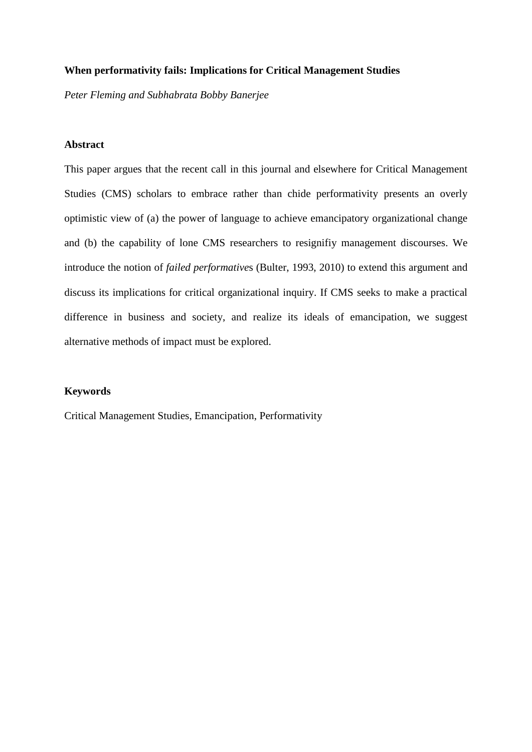**When performativity fails: Implications for Critical Management Studies**

*Peter Fleming and Subhabrata Bobby Banerjee*

**Abstract**

This paper argues that the recent call in this journal and elsewhere for Critical Management Studies (CMS) scholars to embrace rather than chide performativity presents an overly optimistic view of (a) the power of language to achieve emancipatory organizational change and (b) the capability of lone CMS researchers to resignifiy management discourses. We introduce the notion of *failed performative*s (Bulter, 1993, 2010) to extend this argument and discuss its implications for critical organizational inquiry. If CMS seeks to make a practical difference in business and society, and realize its ideals of emancipation, we suggest alternative methods of impact must be explored.

**Keywords**

Critical Management Studies, Emancipation, Performativity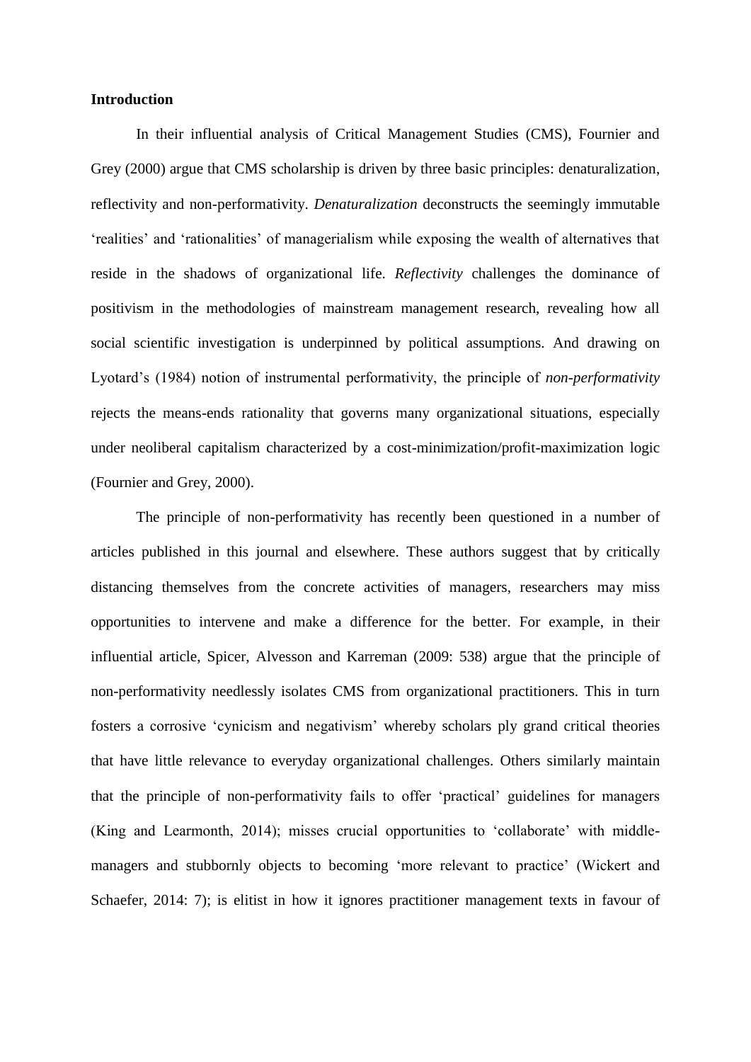**Introduction**

In their influential analysis of Critical Management Studies (CMS), Fournier and Grey (2000) argue that CMS scholarship is driven by three basic principles: denaturalization, reflectivity and non-performativity. *Denaturalization* deconstructs the seemingly immutable 'realities' and 'rationalities' of managerialism while exposing the wealth of alternatives that reside in the shadows of organizational life. *Reflectivity* challenges the dominance of positivism in the methodologies of mainstream management research, revealing how all social scientific investigation is underpinned by political assumptions. And drawing on Lyotard's (1984) notion of instrumental performativity, the principle of *non-performativity* rejects the means-ends rationality that governs many organizational situations, especially under neoliberal capitalism characterized by a cost-minimization/profit-maximization logic (Fournier and Grey, 2000).

The principle of non-performativity has recently been questioned in a number of articles published in this journal and elsewhere. These authors suggest that by critically distancing themselves from the concrete activities of managers, researchers may miss opportunities to intervene and make a difference for the better. For example, in their influential article, Spicer, Alvesson and Karreman (2009: 538) argue that the principle of non-performativity needlessly isolates CMS from organizational practitioners. This in turn fosters a corrosive 'cynicism and negativism' whereby scholars ply grand critical theories that have little relevance to everyday organizational challenges. Others similarly maintain that the principle of non-performativity fails to offer 'practical' guidelines for managers (King and Learmonth, 2014); misses crucial opportunities to 'collaborate' with middle-managers and stubbornly objects to becoming 'more relevant to practice' (Wickert and Schaefer, 2014: 7); is elitist in how it ignores practitioner management texts in favour of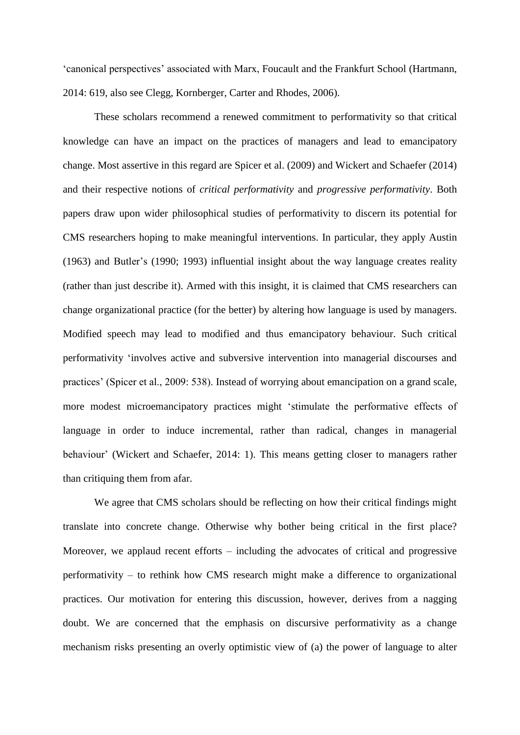'canonical perspectives' associated with Marx, Foucault and the Frankfurt School (Hartmann, 2014: 619, also see Clegg, Kornberger, Carter and Rhodes, 2006).

These scholars recommend a renewed commitment to performativity so that critical knowledge can have an impact on the practices of managers and lead to emancipatory change. Most assertive in this regard are Spicer et al. (2009) and Wickert and Schaefer (2014) and their respective notions of *critical performativity* and *progressive performativity*. Both papers draw upon wider philosophical studies of performativity to discern its potential for CMS researchers hoping to make meaningful interventions. In particular, they apply Austin (1963) and Butler's (1990; 1993) influential insight about the way language creates reality (rather than just describe it). Armed with this insight, it is claimed that CMS researchers can change organizational practice (for the better) by altering how language is used by managers. Modified speech may lead to modified and thus emancipatory behaviour. Such critical performativity 'involves active and subversive intervention into managerial discourses and practices' (Spicer et al., 2009: 538). Instead of worrying about emancipation on a grand scale, more modest microemancipatory practices might 'stimulate the performative effects of language in order to induce incremental, rather than radical, changes in managerial behaviour' (Wickert and Schaefer, 2014: 1). This means getting closer to managers rather than critiquing them from afar.

We agree that CMS scholars should be reflecting on how their critical findings might translate into concrete change. Otherwise why bother being critical in the first place? Moreover, we applaud recent efforts – including the advocates of critical and progressive performativity – to rethink how CMS research might make a difference to organizational practices. Our motivation for entering this discussion, however, derives from a nagging doubt. We are concerned that the emphasis on discursive performativity as a change mechanism risks presenting an overly optimistic view of (a) the power of language to alter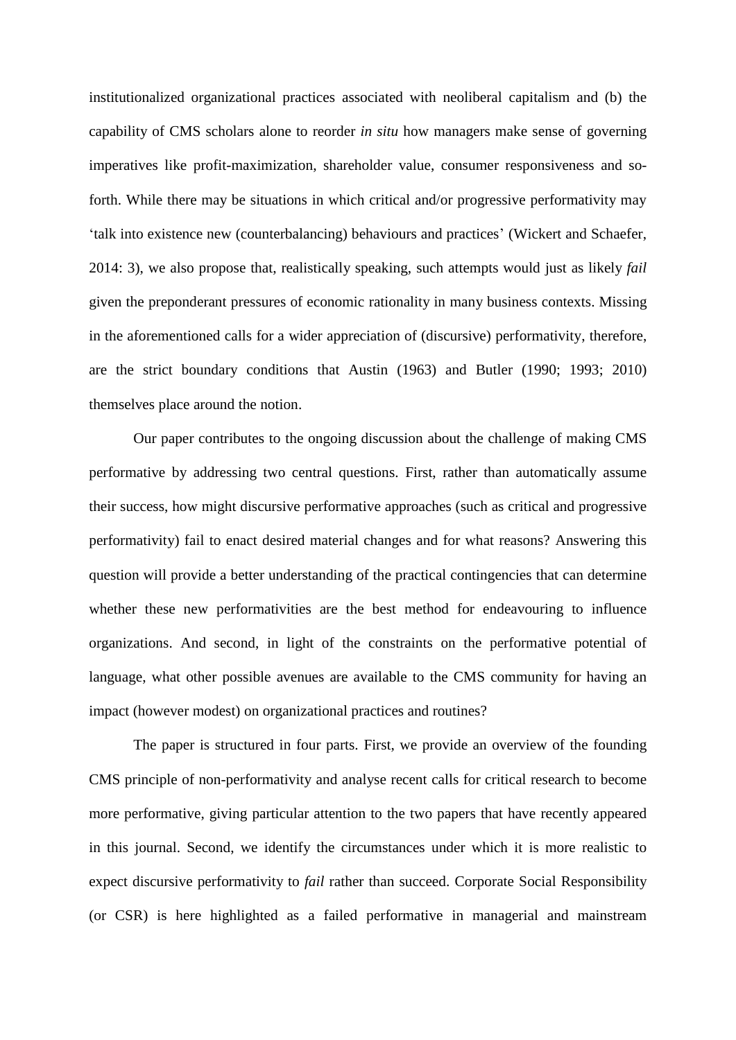institutionalized organizational practices associated with neoliberal capitalism and (b) the capability of CMS scholars alone to reorder *in situ* how managers make sense of governing imperatives like profit-maximization, shareholder value, consumer responsiveness and so-forth. While there may be situations in which critical and/or progressive performativity may 'talk into existence new (counterbalancing) behaviours and practices' (Wickert and Schaefer, 2014: 3), we also propose that, realistically speaking, such attempts would just as likely *fail* given the preponderant pressures of economic rationality in many business contexts. Missing in the aforementioned calls for a wider appreciation of (discursive) performativity, therefore, are the strict boundary conditions that Austin (1963) and Butler (1990; 1993; 2010) themselves place around the notion.

Our paper contributes to the ongoing discussion about the challenge of making CMS performative by addressing two central questions. First, rather than automatically assume their success, how might discursive performative approaches (such as critical and progressive performativity) fail to enact desired material changes and for what reasons? Answering this question will provide a better understanding of the practical contingencies that can determine whether these new performativities are the best method for endeavouring to influence organizations. And second, in light of the constraints on the performative potential of language, what other possible avenues are available to the CMS community for having an impact (however modest) on organizational practices and routines?

The paper is structured in four parts. First, we provide an overview of the founding CMS principle of non-performativity and analyse recent calls for critical research to become more performative, giving particular attention to the two papers that have recently appeared in this journal. Second, we identify the circumstances under which it is more realistic to expect discursive performativity to *fail* rather than succeed. Corporate Social Responsibility (or CSR) is here highlighted as a failed performative in managerial and mainstream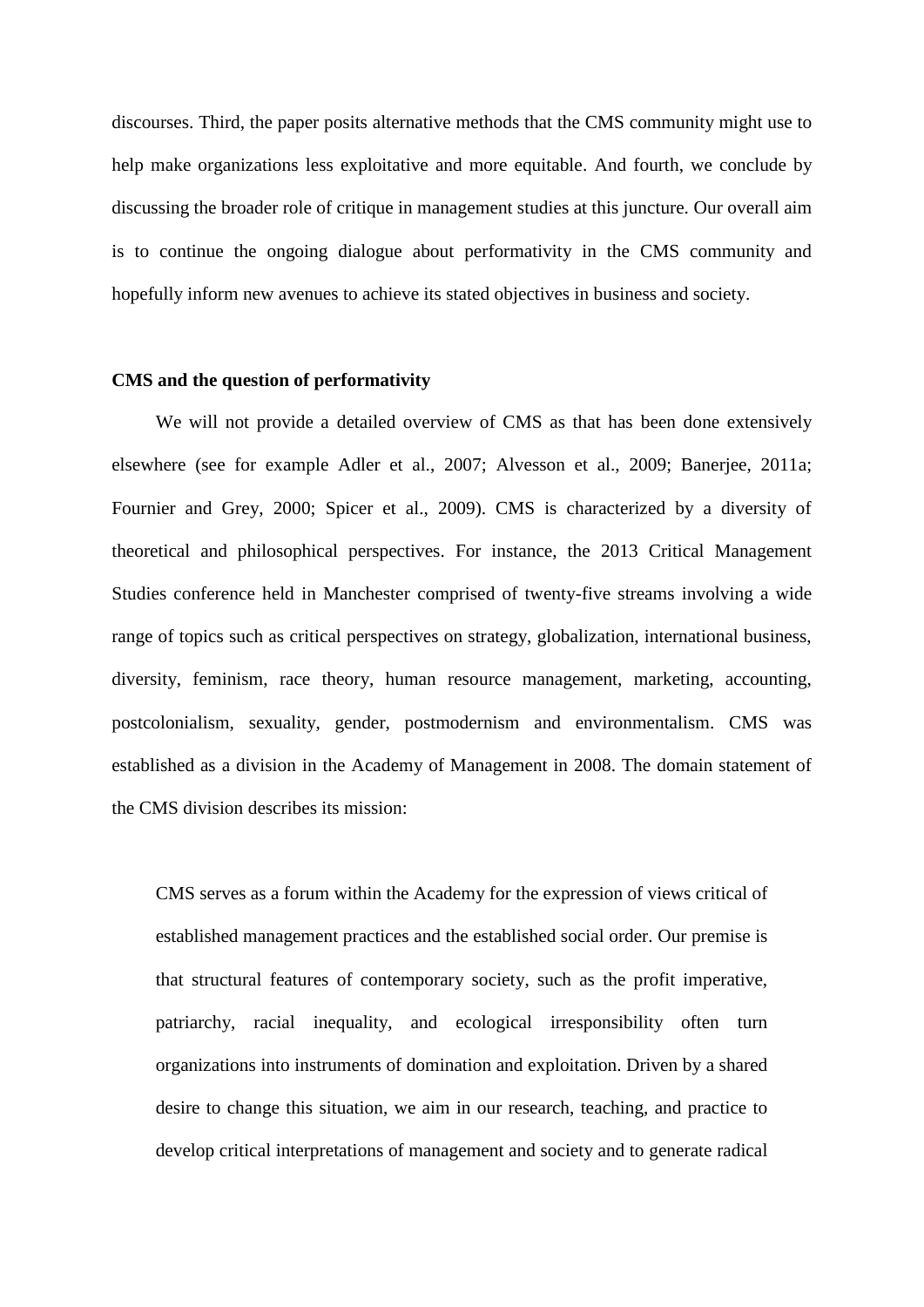discourses. Third, the paper posits alternative methods that the CMS community might use to help make organizations less exploitative and more equitable. And fourth, we conclude by discussing the broader role of critique in management studies at this juncture. Our overall aim is to continue the ongoing dialogue about performativity in the CMS community and hopefully inform new avenues to achieve its stated objectives in business and society.

**CMS and the question of performativity**

We will not provide a detailed overview of CMS as that has been done extensively elsewhere (see for example Adler et al., 2007; Alvesson et al., 2009; Banerjee, 2011a; Fournier and Grey, 2000; Spicer et al., 2009). CMS is characterized by a diversity of theoretical and philosophical perspectives. For instance, the 2013 Critical Management Studies conference held in Manchester comprised of twenty-five streams involving a wide range of topics such as critical perspectives on strategy, globalization, international business, diversity, feminism, race theory, human resource management, marketing, accounting, postcolonialism, sexuality, gender, postmodernism and environmentalism. CMS was established as a division in the Academy of Management in 2008. The domain statement of the CMS division describes its mission:

> CMS serves as a forum within the Academy for the expression of views critical of established management practices and the established social order. Our premise is that structural features of contemporary society, such as the profit imperative, patriarchy, racial inequality, and ecological irresponsibility often turn organizations into instruments of domination and exploitation. Driven by a shared desire to change this situation, we aim in our research, teaching, and practice to develop critical interpretations of management and society and to generate radical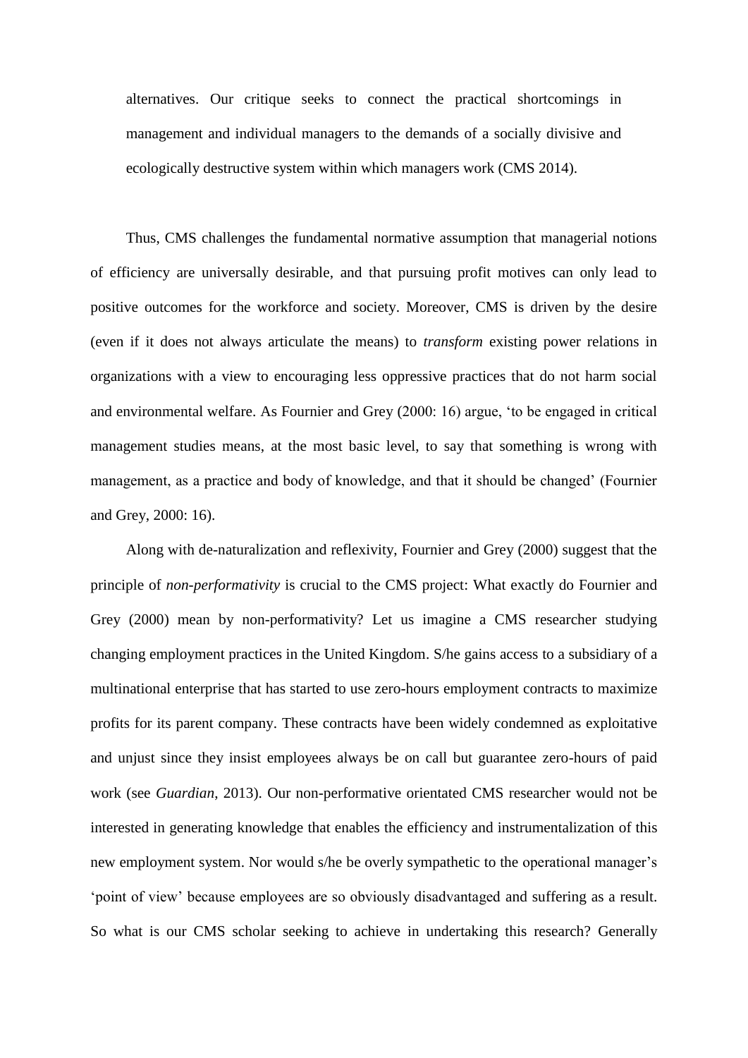> alternatives. Our critique seeks to connect the practical shortcomings in management and individual managers to the demands of a socially divisive and ecologically destructive system within which managers work (CMS 2014).

Thus, CMS challenges the fundamental normative assumption that managerial notions of efficiency are universally desirable, and that pursuing profit motives can only lead to positive outcomes for the workforce and society. Moreover, CMS is driven by the desire (even if it does not always articulate the means) to *transform* existing power relations in organizations with a view to encouraging less oppressive practices that do not harm social and environmental welfare. As Fournier and Grey (2000: 16) argue, 'to be engaged in critical management studies means, at the most basic level, to say that something is wrong with management, as a practice and body of knowledge, and that it should be changed' (Fournier and Grey, 2000: 16).

Along with de-naturalization and reflexivity, Fournier and Grey (2000) suggest that the principle of *non-performativity* is crucial to the CMS project: What exactly do Fournier and Grey (2000) mean by non-performativity? Let us imagine a CMS researcher studying changing employment practices in the United Kingdom. S/he gains access to a subsidiary of a multinational enterprise that has started to use zero-hours employment contracts to maximize profits for its parent company. These contracts have been widely condemned as exploitative and unjust since they insist employees always be on call but guarantee zero-hours of paid work (see *Guardian*, 2013). Our non-performative orientated CMS researcher would not be interested in generating knowledge that enables the efficiency and instrumentalization of this new employment system. Nor would s/he be overly sympathetic to the operational manager's 'point of view' because employees are so obviously disadvantaged and suffering as a result. So what is our CMS scholar seeking to achieve in undertaking this research? Generally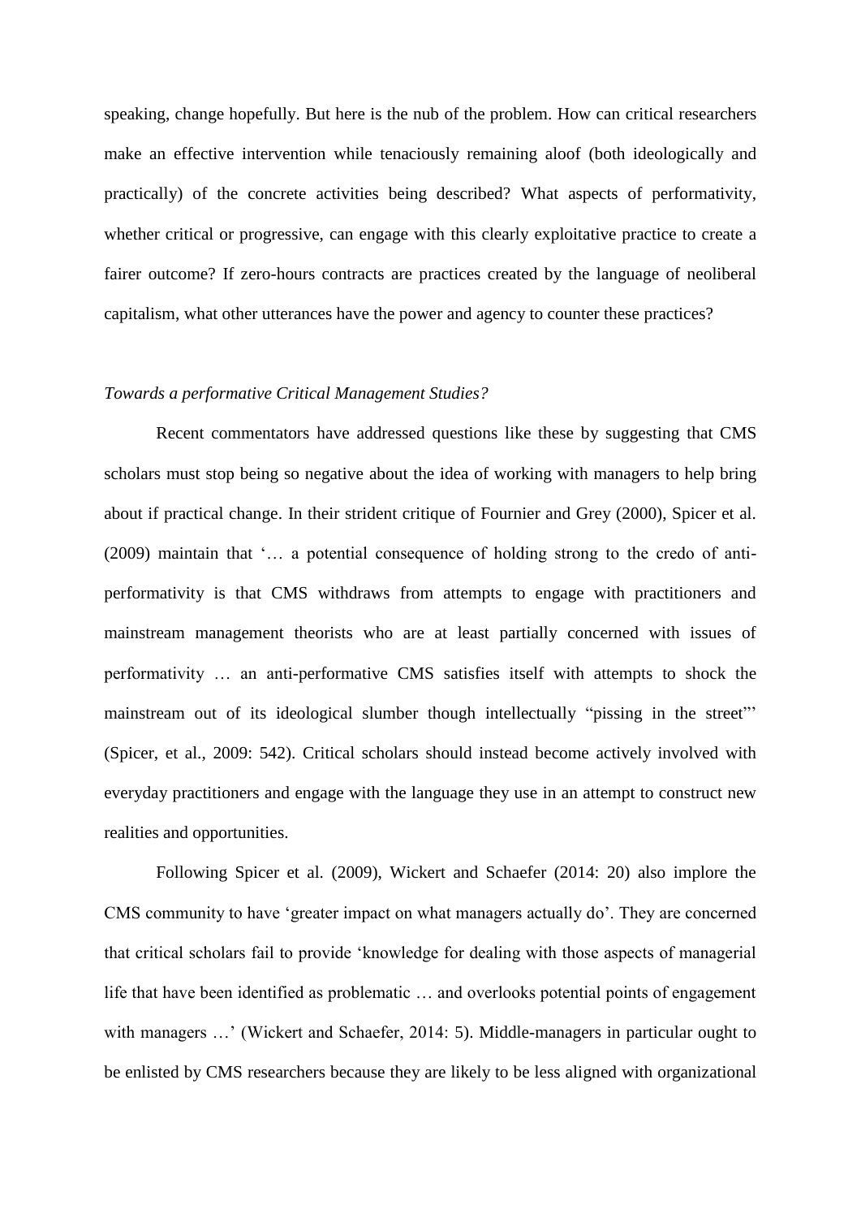speaking, change hopefully. But here is the nub of the problem. How can critical researchers make an effective intervention while tenaciously remaining aloof (both ideologically and practically) of the concrete activities being described? What aspects of performativity, whether critical or progressive, can engage with this clearly exploitative practice to create a fairer outcome? If zero-hours contracts are practices created by the language of neoliberal capitalism, what other utterances have the power and agency to counter these practices?

*Towards a performative Critical Management Studies?*

Recent commentators have addressed questions like these by suggesting that CMS scholars must stop being so negative about the idea of working with managers to help bring about if practical change. In their strident critique of Fournier and Grey (2000), Spicer et al. (2009) maintain that '… a potential consequence of holding strong to the credo of anti-performativity is that CMS withdraws from attempts to engage with practitioners and mainstream management theorists who are at least partially concerned with issues of performativity … an anti-performative CMS satisfies itself with attempts to shock the mainstream out of its ideological slumber though intellectually "pissing in the street"' (Spicer, et al., 2009: 542). Critical scholars should instead become actively involved with everyday practitioners and engage with the language they use in an attempt to construct new realities and opportunities.

Following Spicer et al. (2009), Wickert and Schaefer (2014: 20) also implore the CMS community to have 'greater impact on what managers actually do'. They are concerned that critical scholars fail to provide 'knowledge for dealing with those aspects of managerial life that have been identified as problematic … and overlooks potential points of engagement with managers …' (Wickert and Schaefer, 2014: 5). Middle-managers in particular ought to be enlisted by CMS researchers because they are likely to be less aligned with organizational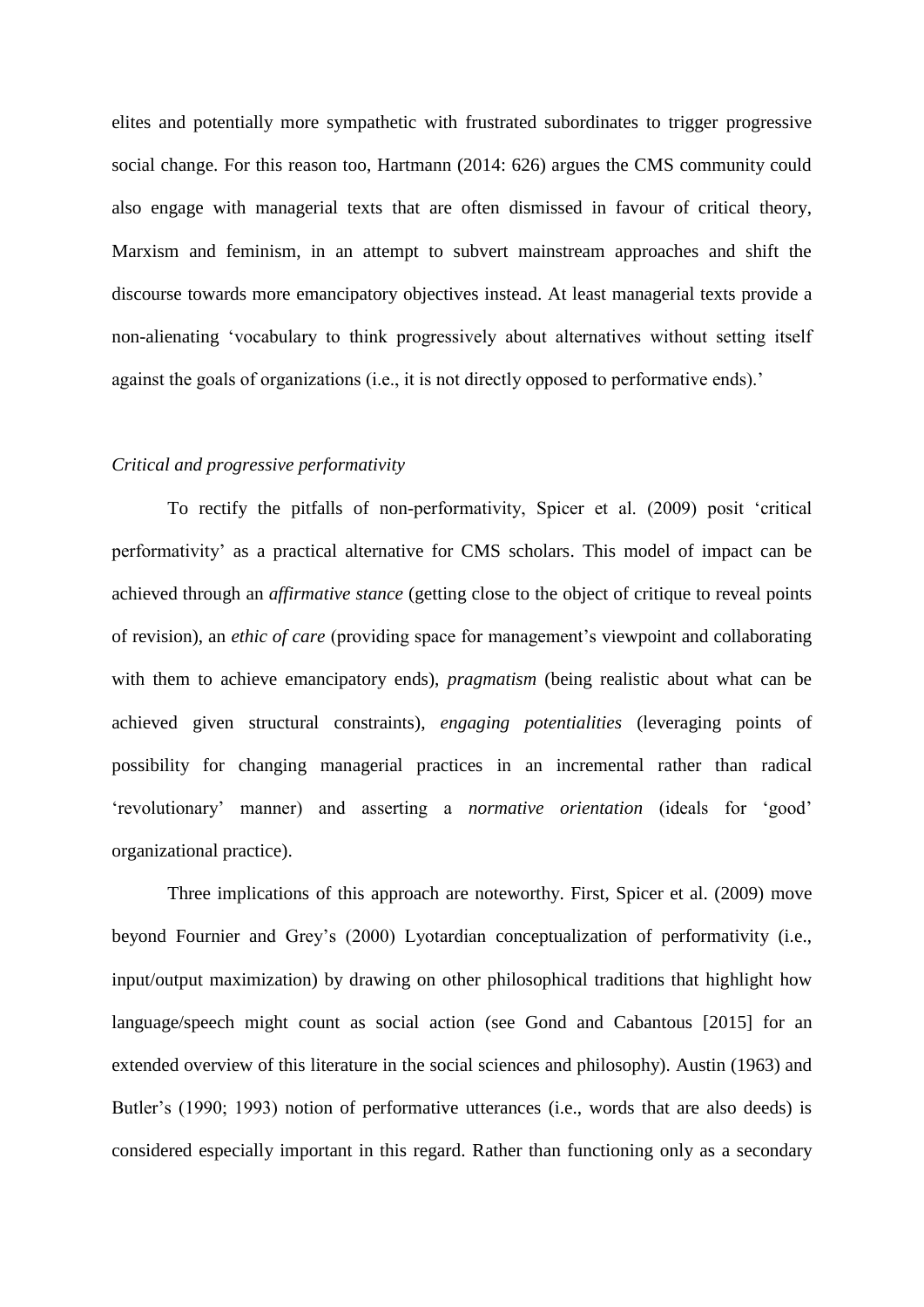elites and potentially more sympathetic with frustrated subordinates to trigger progressive social change. For this reason too, Hartmann (2014: 626) argues the CMS community could also engage with managerial texts that are often dismissed in favour of critical theory, Marxism and feminism, in an attempt to subvert mainstream approaches and shift the discourse towards more emancipatory objectives instead. At least managerial texts provide a non-alienating 'vocabulary to think progressively about alternatives without setting itself against the goals of organizations (i.e., it is not directly opposed to performative ends).'

### *Critical and progressive performativity*

To rectify the pitfalls of non-performativity, Spicer et al. (2009) posit 'critical performativity' as a practical alternative for CMS scholars. This model of impact can be achieved through an *affirmative stance* (getting close to the object of critique to reveal points of revision), an *ethic of care* (providing space for management's viewpoint and collaborating with them to achieve emancipatory ends), *pragmatism* (being realistic about what can be achieved given structural constraints), *engaging potentialities* (leveraging points of possibility for changing managerial practices in an incremental rather than radical 'revolutionary' manner) and asserting a *normative orientation* (ideals for 'good' organizational practice).

Three implications of this approach are noteworthy. First, Spicer et al. (2009) move beyond Fournier and Grey's (2000) Lyotardian conceptualization of performativity (i.e., input/output maximization) by drawing on other philosophical traditions that highlight how language/speech might count as social action (see Gond and Cabantous [2015] for an extended overview of this literature in the social sciences and philosophy). Austin (1963) and Butler's (1990; 1993) notion of performative utterances (i.e., words that are also deeds) is considered especially important in this regard. Rather than functioning only as a secondary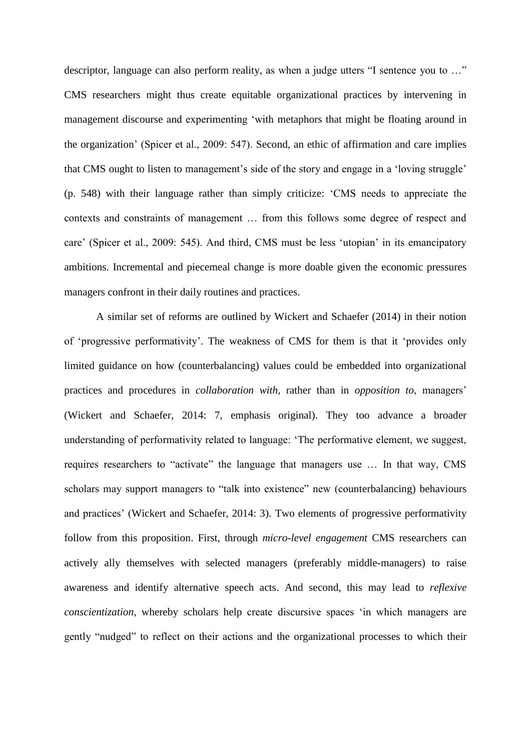descriptor, language can also perform reality, as when a judge utters "I sentence you to …" CMS researchers might thus create equitable organizational practices by intervening in management discourse and experimenting 'with metaphors that might be floating around in the organization' (Spicer et al., 2009: 547). Second, an ethic of affirmation and care implies that CMS ought to listen to management's side of the story and engage in a 'loving struggle' (p. 548) with their language rather than simply criticize: 'CMS needs to appreciate the contexts and constraints of management … from this follows some degree of respect and care' (Spicer et al., 2009: 545). And third, CMS must be less 'utopian' in its emancipatory ambitions. Incremental and piecemeal change is more doable given the economic pressures managers confront in their daily routines and practices.

A similar set of reforms are outlined by Wickert and Schaefer (2014) in their notion of 'progressive performativity'. The weakness of CMS for them is that it 'provides only limited guidance on how (counterbalancing) values could be embedded into organizational practices and procedures in *collaboration with*, rather than in *opposition to*, managers' (Wickert and Schaefer, 2014: 7, emphasis original). They too advance a broader understanding of performativity related to language: 'The performative element, we suggest, requires researchers to "activate" the language that managers use … In that way, CMS scholars may support managers to "talk into existence" new (counterbalancing) behaviours and practices' (Wickert and Schaefer, 2014: 3). Two elements of progressive performativity follow from this proposition. First, through *micro-level engagement* CMS researchers can actively ally themselves with selected managers (preferably middle-managers) to raise awareness and identify alternative speech acts. And second, this may lead to *reflexive conscientization*, whereby scholars help create discursive spaces 'in which managers are gently "nudged" to reflect on their actions and the organizational processes to which their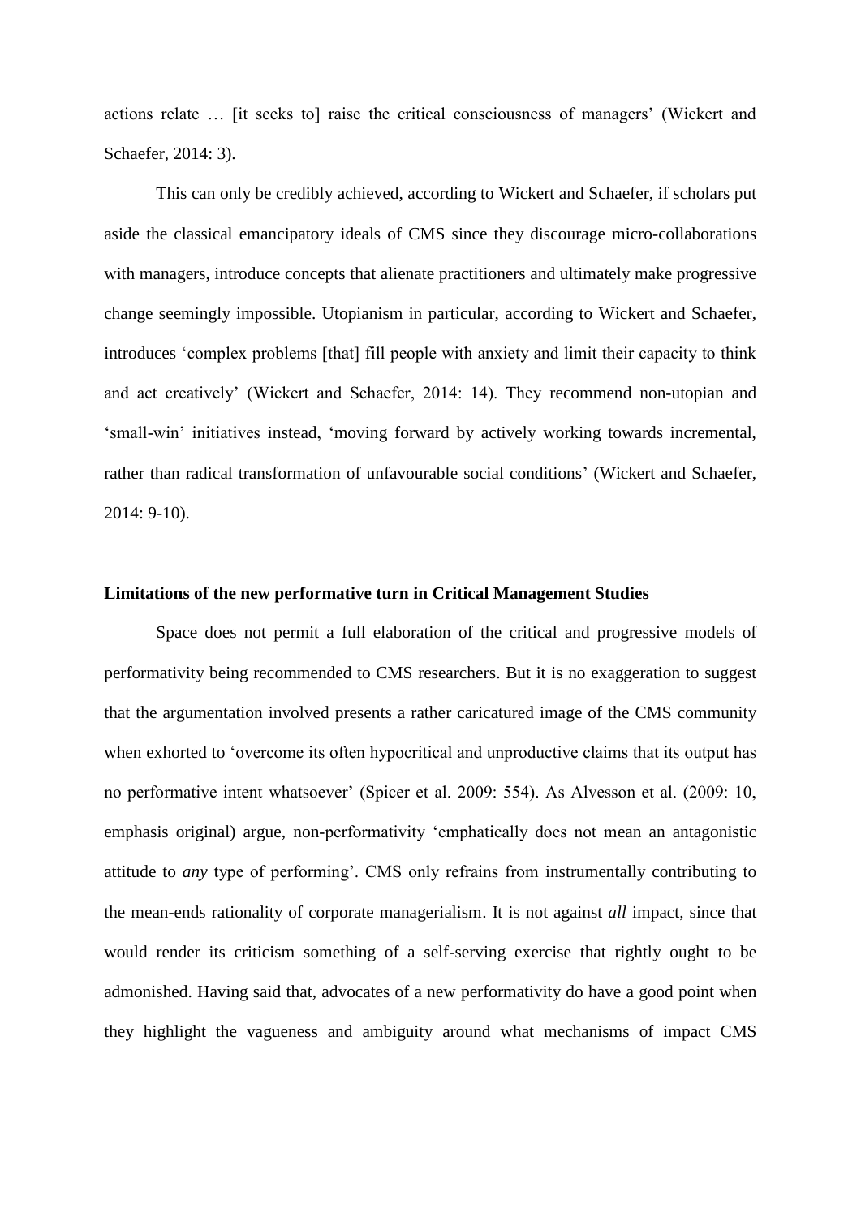actions relate … [it seeks to] raise the critical consciousness of managers' (Wickert and Schaefer, 2014: 3).

This can only be credibly achieved, according to Wickert and Schaefer, if scholars put aside the classical emancipatory ideals of CMS since they discourage micro-collaborations with managers, introduce concepts that alienate practitioners and ultimately make progressive change seemingly impossible. Utopianism in particular, according to Wickert and Schaefer, introduces 'complex problems [that] fill people with anxiety and limit their capacity to think and act creatively' (Wickert and Schaefer, 2014: 14). They recommend non-utopian and 'small-win' initiatives instead, 'moving forward by actively working towards incremental, rather than radical transformation of unfavourable social conditions' (Wickert and Schaefer, 2014: 9-10).

**Limitations of the new performative turn in Critical Management Studies**

Space does not permit a full elaboration of the critical and progressive models of performativity being recommended to CMS researchers. But it is no exaggeration to suggest that the argumentation involved presents a rather caricatured image of the CMS community when exhorted to 'overcome its often hypocritical and unproductive claims that its output has no performative intent whatsoever' (Spicer et al. 2009: 554). As Alvesson et al. (2009: 10, emphasis original) argue, non-performativity 'emphatically does not mean an antagonistic attitude to *any* type of performing'. CMS only refrains from instrumentally contributing to the mean-ends rationality of corporate managerialism. It is not against *all* impact, since that would render its criticism something of a self-serving exercise that rightly ought to be admonished. Having said that, advocates of a new performativity do have a good point when they highlight the vagueness and ambiguity around what mechanisms of impact CMS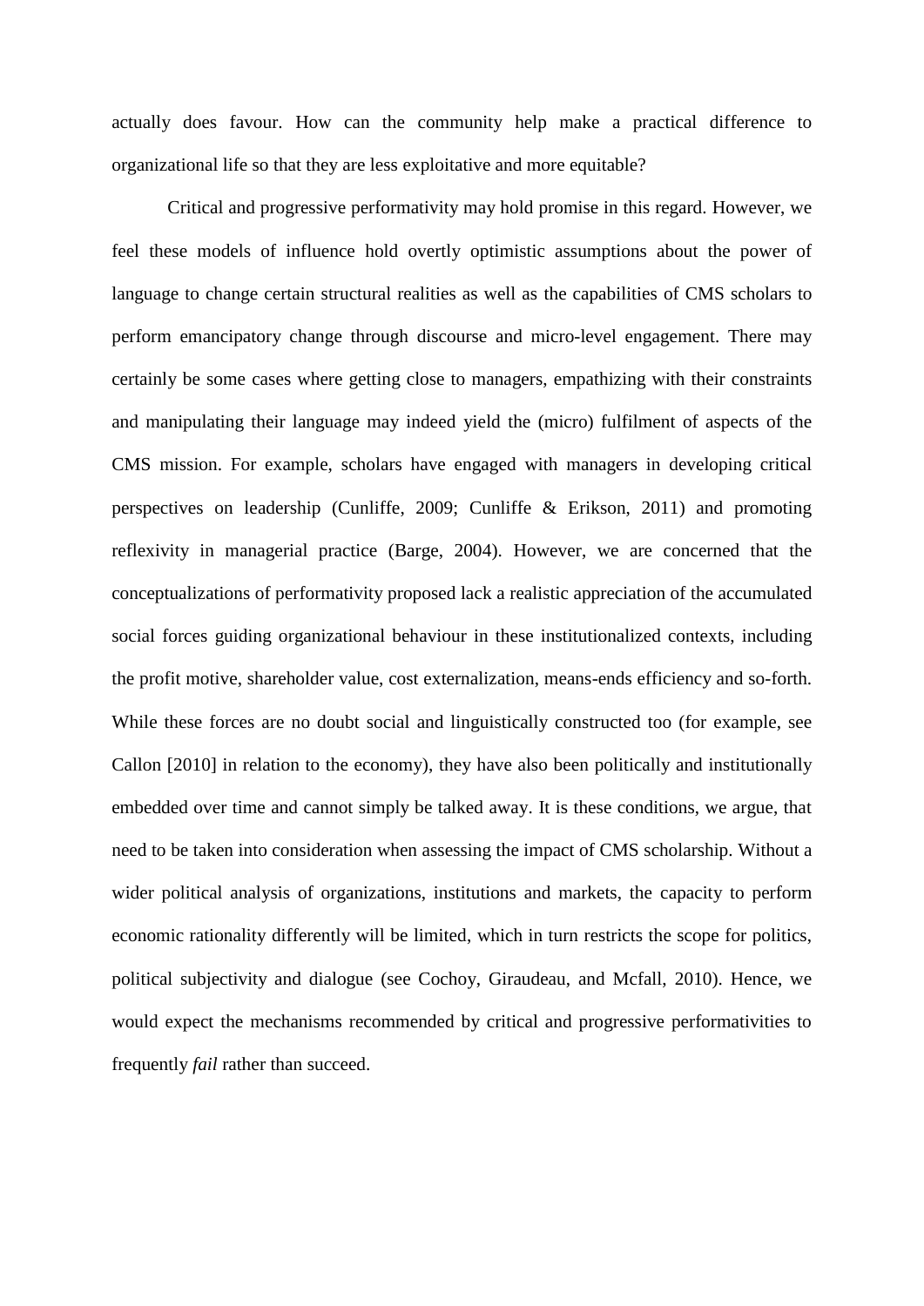actually does favour. How can the community help make a practical difference to organizational life so that they are less exploitative and more equitable?

Critical and progressive performativity may hold promise in this regard. However, we feel these models of influence hold overtly optimistic assumptions about the power of language to change certain structural realities as well as the capabilities of CMS scholars to perform emancipatory change through discourse and micro-level engagement. There may certainly be some cases where getting close to managers, empathizing with their constraints and manipulating their language may indeed yield the (micro) fulfilment of aspects of the CMS mission. For example, scholars have engaged with managers in developing critical perspectives on leadership (Cunliffe, 2009; Cunliffe & Erikson, 2011) and promoting reflexivity in managerial practice (Barge, 2004). However, we are concerned that the conceptualizations of performativity proposed lack a realistic appreciation of the accumulated social forces guiding organizational behaviour in these institutionalized contexts, including the profit motive, shareholder value, cost externalization, means-ends efficiency and so-forth. While these forces are no doubt social and linguistically constructed too (for example, see Callon [2010] in relation to the economy), they have also been politically and institutionally embedded over time and cannot simply be talked away. It is these conditions, we argue, that need to be taken into consideration when assessing the impact of CMS scholarship. Without a wider political analysis of organizations, institutions and markets, the capacity to perform economic rationality differently will be limited, which in turn restricts the scope for politics, political subjectivity and dialogue (see Cochoy, Giraudeau, and Mcfall, 2010). Hence, we would expect the mechanisms recommended by critical and progressive performativities to frequently *fail* rather than succeed.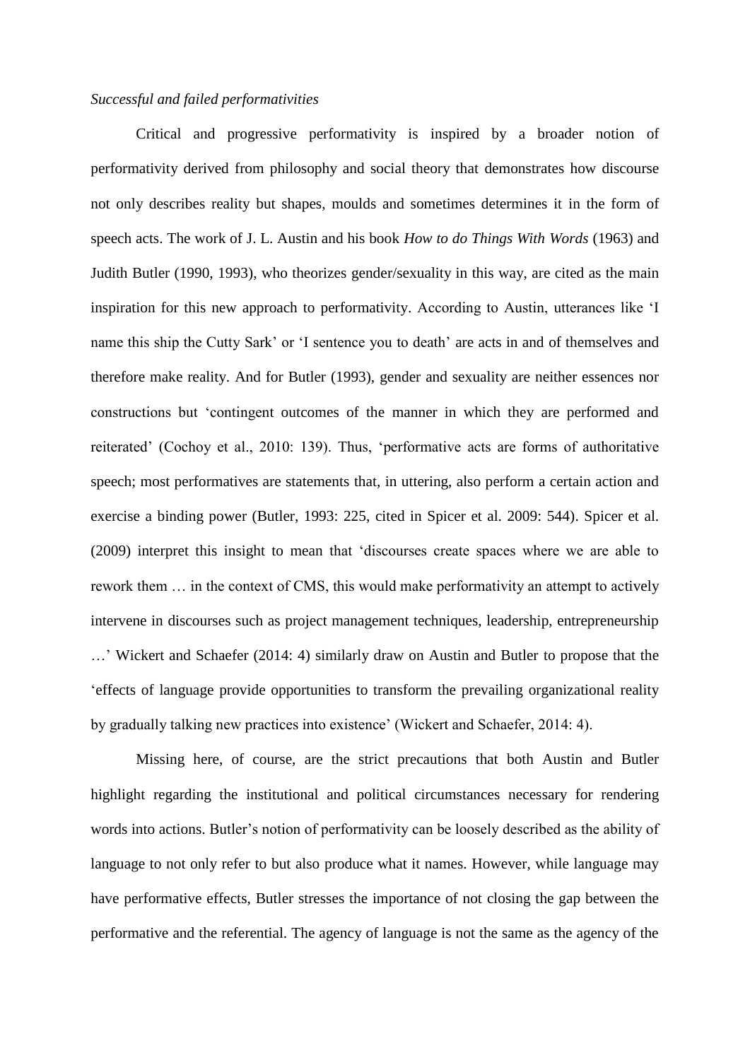*Successful and failed performativities*

Critical and progressive performativity is inspired by a broader notion of performativity derived from philosophy and social theory that demonstrates how discourse not only describes reality but shapes, moulds and sometimes determines it in the form of speech acts. The work of J. L. Austin and his book *How to do Things With Words* (1963) and Judith Butler (1990, 1993), who theorizes gender/sexuality in this way, are cited as the main inspiration for this new approach to performativity. According to Austin, utterances like 'I name this ship the Cutty Sark' or 'I sentence you to death' are acts in and of themselves and therefore make reality. And for Butler (1993), gender and sexuality are neither essences nor constructions but 'contingent outcomes of the manner in which they are performed and reiterated' (Cochoy et al., 2010: 139). Thus, 'performative acts are forms of authoritative speech; most performatives are statements that, in uttering, also perform a certain action and exercise a binding power (Butler, 1993: 225, cited in Spicer et al. 2009: 544). Spicer et al. (2009) interpret this insight to mean that 'discourses create spaces where we are able to rework them … in the context of CMS, this would make performativity an attempt to actively intervene in discourses such as project management techniques, leadership, entrepreneurship …' Wickert and Schaefer (2014: 4) similarly draw on Austin and Butler to propose that the 'effects of language provide opportunities to transform the prevailing organizational reality by gradually talking new practices into existence' (Wickert and Schaefer, 2014: 4).

Missing here, of course, are the strict precautions that both Austin and Butler highlight regarding the institutional and political circumstances necessary for rendering words into actions. Butler's notion of performativity can be loosely described as the ability of language to not only refer to but also produce what it names. However, while language may have performative effects, Butler stresses the importance of not closing the gap between the performative and the referential. The agency of language is not the same as the agency of the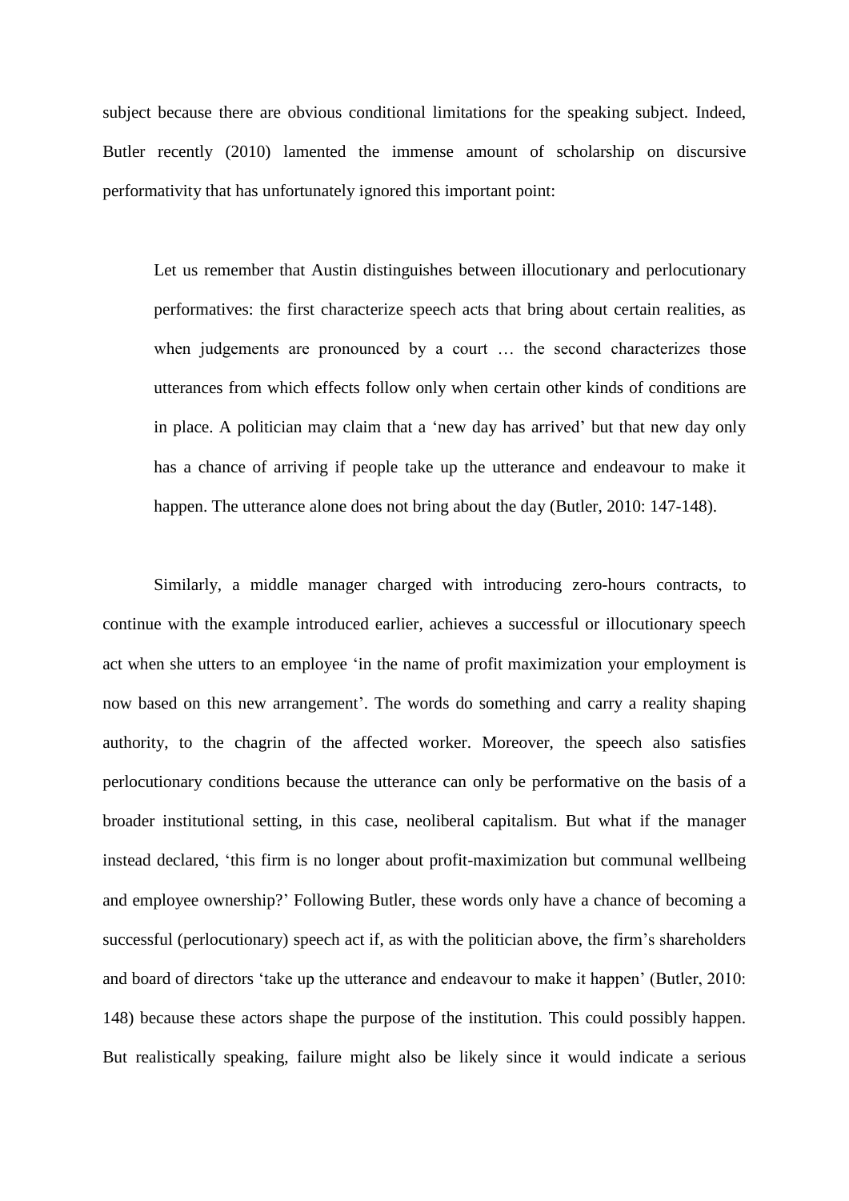subject because there are obvious conditional limitations for the speaking subject. Indeed, Butler recently (2010) lamented the immense amount of scholarship on discursive performativity that has unfortunately ignored this important point:

> Let us remember that Austin distinguishes between illocutionary and perlocutionary performatives: the first characterize speech acts that bring about certain realities, as when judgements are pronounced by a court … the second characterizes those utterances from which effects follow only when certain other kinds of conditions are in place. A politician may claim that a 'new day has arrived' but that new day only has a chance of arriving if people take up the utterance and endeavour to make it happen. The utterance alone does not bring about the day (Butler, 2010: 147-148).

Similarly, a middle manager charged with introducing zero-hours contracts, to continue with the example introduced earlier, achieves a successful or illocutionary speech act when she utters to an employee 'in the name of profit maximization your employment is now based on this new arrangement'. The words do something and carry a reality shaping authority, to the chagrin of the affected worker. Moreover, the speech also satisfies perlocutionary conditions because the utterance can only be performative on the basis of a broader institutional setting, in this case, neoliberal capitalism. But what if the manager instead declared, 'this firm is no longer about profit-maximization but communal wellbeing and employee ownership?' Following Butler, these words only have a chance of becoming a successful (perlocutionary) speech act if, as with the politician above, the firm's shareholders and board of directors 'take up the utterance and endeavour to make it happen' (Butler, 2010: 148) because these actors shape the purpose of the institution. This could possibly happen. But realistically speaking, failure might also be likely since it would indicate a serious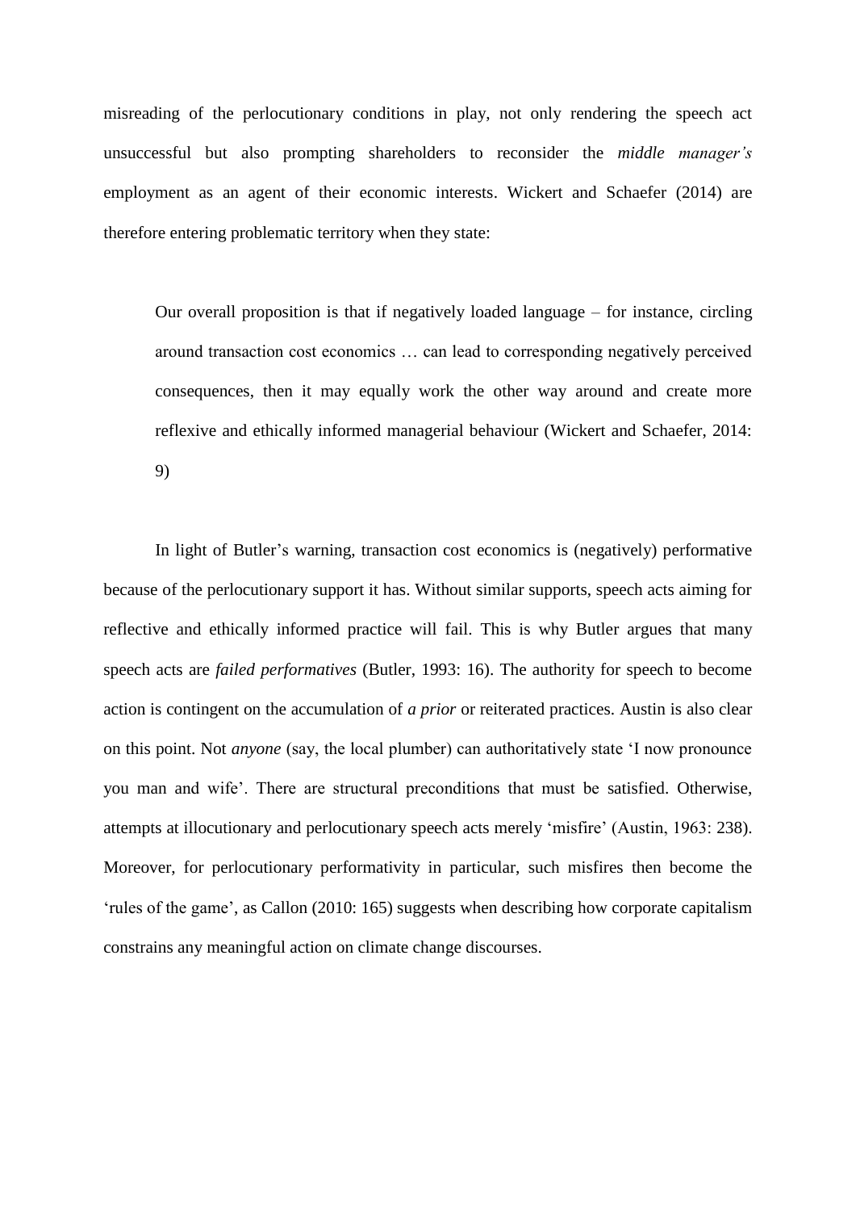misreading of the perlocutionary conditions in play, not only rendering the speech act unsuccessful but also prompting shareholders to reconsider the *middle manager's* employment as an agent of their economic interests. Wickert and Schaefer (2014) are therefore entering problematic territory when they state:

> Our overall proposition is that if negatively loaded language – for instance, circling around transaction cost economics … can lead to corresponding negatively perceived consequences, then it may equally work the other way around and create more reflexive and ethically informed managerial behaviour (Wickert and Schaefer, 2014: 9)

In light of Butler's warning, transaction cost economics is (negatively) performative because of the perlocutionary support it has. Without similar supports, speech acts aiming for reflective and ethically informed practice will fail. This is why Butler argues that many speech acts are *failed performatives* (Butler, 1993: 16). The authority for speech to become action is contingent on the accumulation of *a prior* or reiterated practices. Austin is also clear on this point. Not *anyone* (say, the local plumber) can authoritatively state 'I now pronounce you man and wife'. There are structural preconditions that must be satisfied. Otherwise, attempts at illocutionary and perlocutionary speech acts merely 'misfire' (Austin, 1963: 238). Moreover, for perlocutionary performativity in particular, such misfires then become the 'rules of the game', as Callon (2010: 165) suggests when describing how corporate capitalism constrains any meaningful action on climate change discourses.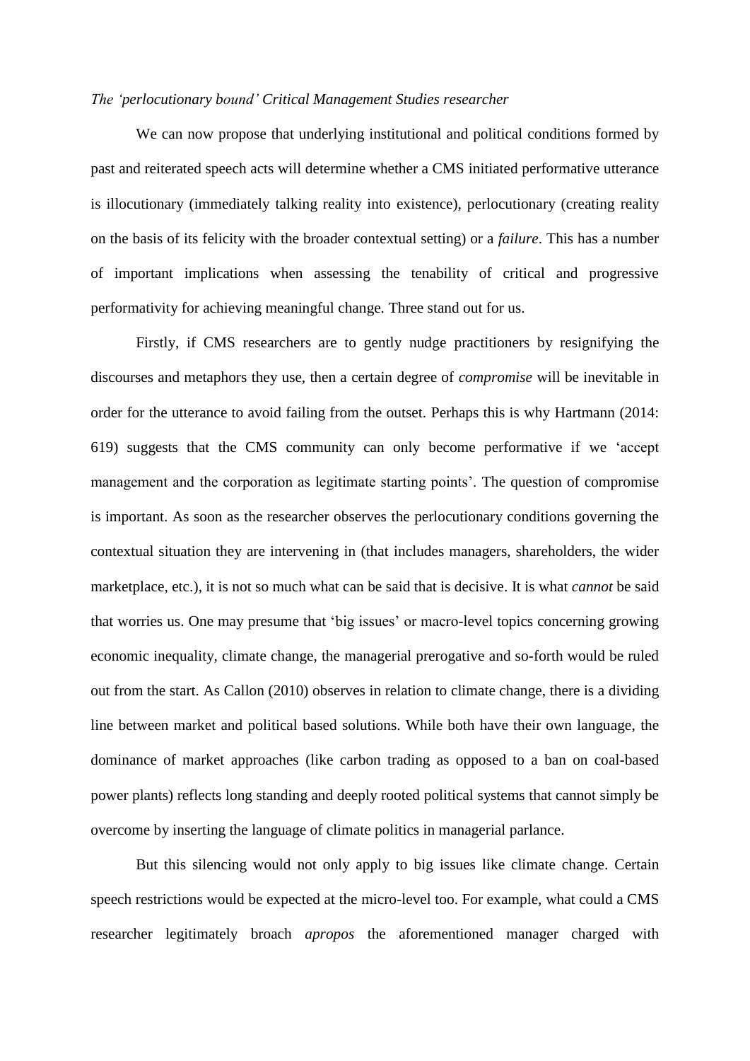*The 'perlocutionary bound' Critical Management Studies researcher*

We can now propose that underlying institutional and political conditions formed by past and reiterated speech acts will determine whether a CMS initiated performative utterance is illocutionary (immediately talking reality into existence), perlocutionary (creating reality on the basis of its felicity with the broader contextual setting) or a *failure*. This has a number of important implications when assessing the tenability of critical and progressive performativity for achieving meaningful change. Three stand out for us.

Firstly, if CMS researchers are to gently nudge practitioners by resignifying the discourses and metaphors they use, then a certain degree of *compromise* will be inevitable in order for the utterance to avoid failing from the outset. Perhaps this is why Hartmann (2014: 619) suggests that the CMS community can only become performative if we 'accept management and the corporation as legitimate starting points'. The question of compromise is important. As soon as the researcher observes the perlocutionary conditions governing the contextual situation they are intervening in (that includes managers, shareholders, the wider marketplace, etc.), it is not so much what can be said that is decisive. It is what *cannot* be said that worries us. One may presume that 'big issues' or macro-level topics concerning growing economic inequality, climate change, the managerial prerogative and so-forth would be ruled out from the start. As Callon (2010) observes in relation to climate change, there is a dividing line between market and political based solutions. While both have their own language, the dominance of market approaches (like carbon trading as opposed to a ban on coal-based power plants) reflects long standing and deeply rooted political systems that cannot simply be overcome by inserting the language of climate politics in managerial parlance.

But this silencing would not only apply to big issues like climate change. Certain speech restrictions would be expected at the micro-level too. For example, what could a CMS researcher legitimately broach *apropos* the aforementioned manager charged with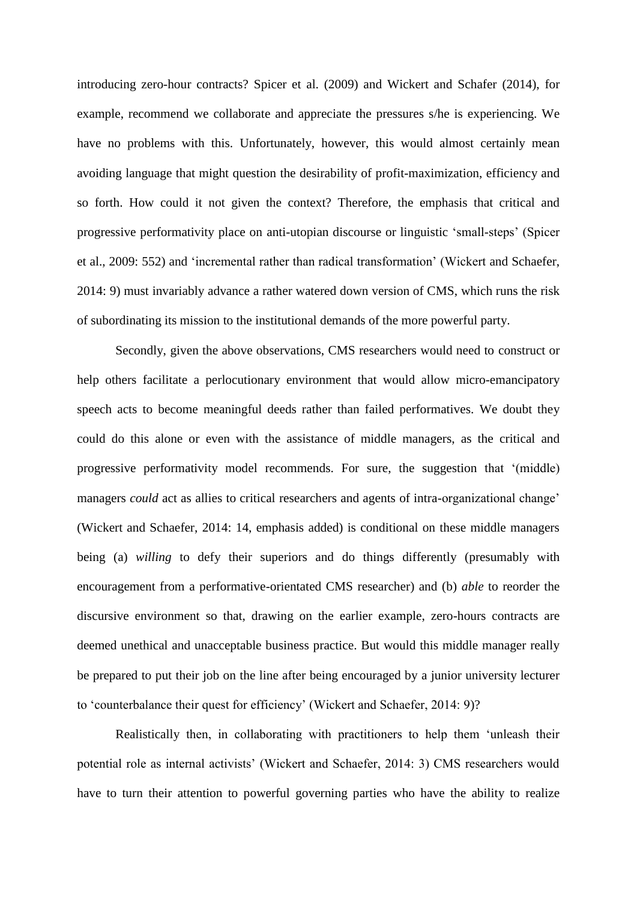introducing zero-hour contracts? Spicer et al. (2009) and Wickert and Schafer (2014), for example, recommend we collaborate and appreciate the pressures s/he is experiencing. We have no problems with this. Unfortunately, however, this would almost certainly mean avoiding language that might question the desirability of profit-maximization, efficiency and so forth. How could it not given the context? Therefore, the emphasis that critical and progressive performativity place on anti-utopian discourse or linguistic 'small-steps' (Spicer et al., 2009: 552) and 'incremental rather than radical transformation' (Wickert and Schaefer, 2014: 9) must invariably advance a rather watered down version of CMS, which runs the risk of subordinating its mission to the institutional demands of the more powerful party.

Secondly, given the above observations, CMS researchers would need to construct or help others facilitate a perlocutionary environment that would allow micro-emancipatory speech acts to become meaningful deeds rather than failed performatives. We doubt they could do this alone or even with the assistance of middle managers, as the critical and progressive performativity model recommends. For sure, the suggestion that '(middle) managers *could* act as allies to critical researchers and agents of intra-organizational change' (Wickert and Schaefer, 2014: 14, emphasis added) is conditional on these middle managers being (a) *willing* to defy their superiors and do things differently (presumably with encouragement from a performative-orientated CMS researcher) and (b) *able* to reorder the discursive environment so that, drawing on the earlier example, zero-hours contracts are deemed unethical and unacceptable business practice. But would this middle manager really be prepared to put their job on the line after being encouraged by a junior university lecturer to 'counterbalance their quest for efficiency' (Wickert and Schaefer, 2014: 9)?

Realistically then, in collaborating with practitioners to help them 'unleash their potential role as internal activists' (Wickert and Schaefer, 2014: 3) CMS researchers would have to turn their attention to powerful governing parties who have the ability to realize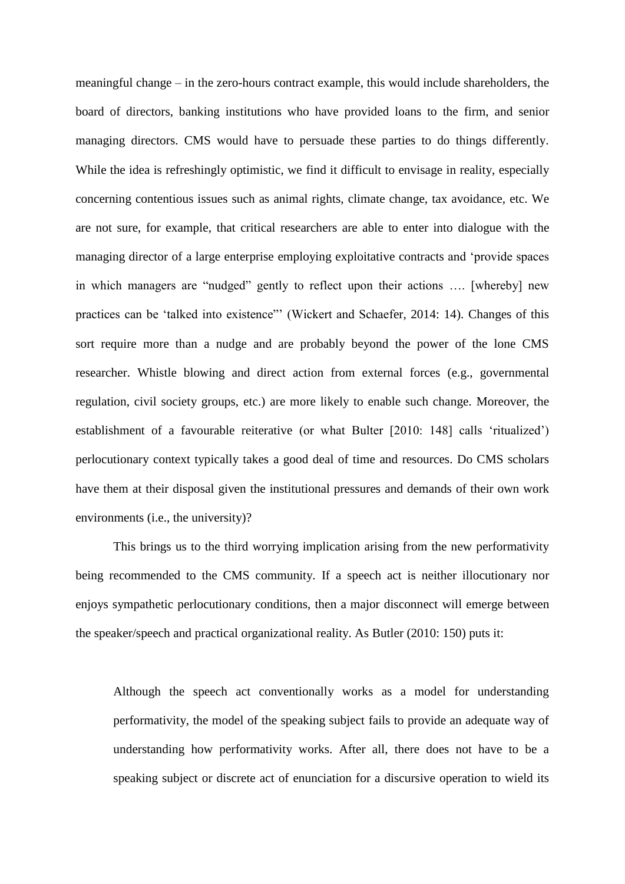meaningful change – in the zero-hours contract example, this would include shareholders, the board of directors, banking institutions who have provided loans to the firm, and senior managing directors. CMS would have to persuade these parties to do things differently. While the idea is refreshingly optimistic, we find it difficult to envisage in reality, especially concerning contentious issues such as animal rights, climate change, tax avoidance, etc. We are not sure, for example, that critical researchers are able to enter into dialogue with the managing director of a large enterprise employing exploitative contracts and 'provide spaces in which managers are "nudged" gently to reflect upon their actions …. [whereby] new practices can be 'talked into existence"' (Wickert and Schaefer, 2014: 14). Changes of this sort require more than a nudge and are probably beyond the power of the lone CMS researcher. Whistle blowing and direct action from external forces (e.g., governmental regulation, civil society groups, etc.) are more likely to enable such change. Moreover, the establishment of a favourable reiterative (or what Bulter [2010: 148] calls 'ritualized') perlocutionary context typically takes a good deal of time and resources. Do CMS scholars have them at their disposal given the institutional pressures and demands of their own work environments (i.e., the university)?

This brings us to the third worrying implication arising from the new performativity being recommended to the CMS community. If a speech act is neither illocutionary nor enjoys sympathetic perlocutionary conditions, then a major disconnect will emerge between the speaker/speech and practical organizational reality. As Butler (2010: 150) puts it:

> Although the speech act conventionally works as a model for understanding performativity, the model of the speaking subject fails to provide an adequate way of understanding how performativity works. After all, there does not have to be a speaking subject or discrete act of enunciation for a discursive operation to wield its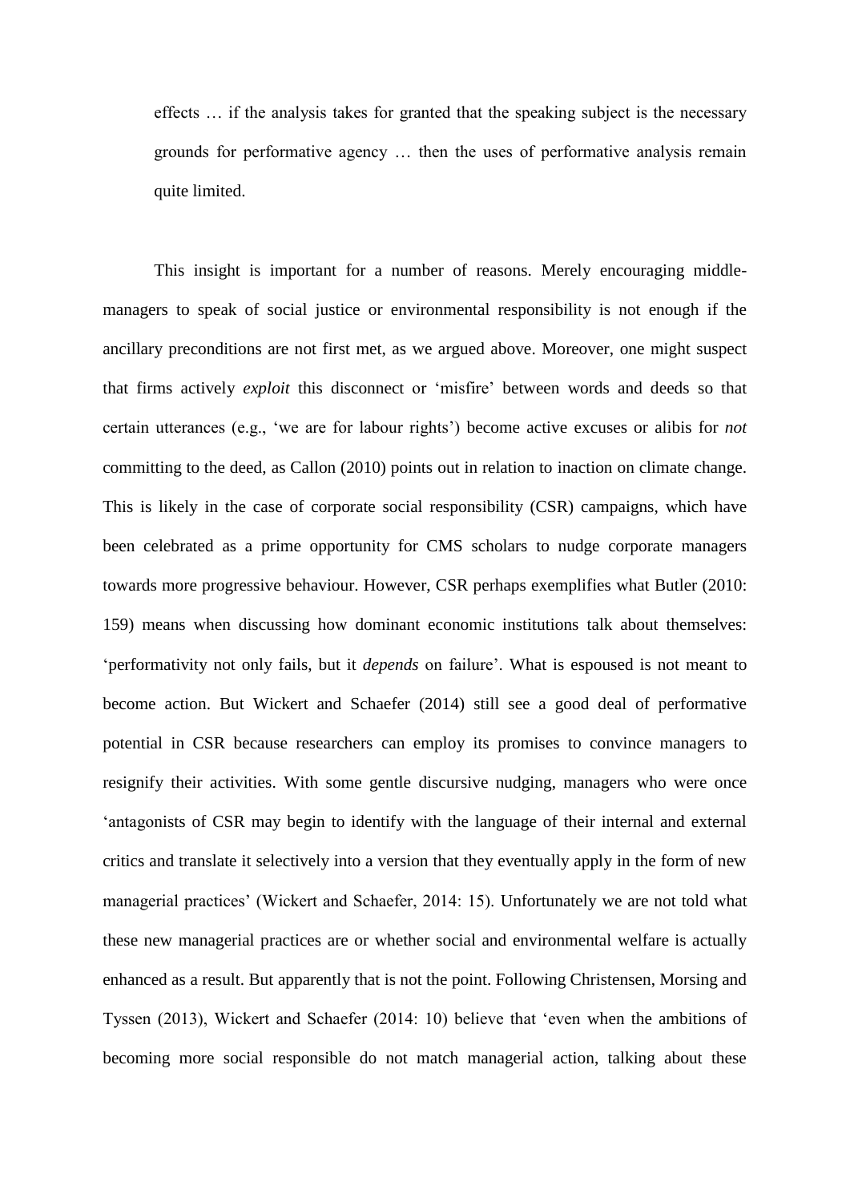effects … if the analysis takes for granted that the speaking subject is the necessary grounds for performative agency … then the uses of performative analysis remain quite limited.

This insight is important for a number of reasons. Merely encouraging middle-managers to speak of social justice or environmental responsibility is not enough if the ancillary preconditions are not first met, as we argued above. Moreover, one might suspect that firms actively *exploit* this disconnect or 'misfire' between words and deeds so that certain utterances (e.g., 'we are for labour rights') become active excuses or alibis for *not* committing to the deed, as Callon (2010) points out in relation to inaction on climate change. This is likely in the case of corporate social responsibility (CSR) campaigns, which have been celebrated as a prime opportunity for CMS scholars to nudge corporate managers towards more progressive behaviour. However, CSR perhaps exemplifies what Butler (2010: 159) means when discussing how dominant economic institutions talk about themselves: 'performativity not only fails, but it *depends* on failure'. What is espoused is not meant to become action. But Wickert and Schaefer (2014) still see a good deal of performative potential in CSR because researchers can employ its promises to convince managers to resignify their activities. With some gentle discursive nudging, managers who were once 'antagonists of CSR may begin to identify with the language of their internal and external critics and translate it selectively into a version that they eventually apply in the form of new managerial practices' (Wickert and Schaefer, 2014: 15). Unfortunately we are not told what these new managerial practices are or whether social and environmental welfare is actually enhanced as a result. But apparently that is not the point. Following Christensen, Morsing and Tyssen (2013), Wickert and Schaefer (2014: 10) believe that 'even when the ambitions of becoming more social responsible do not match managerial action, talking about these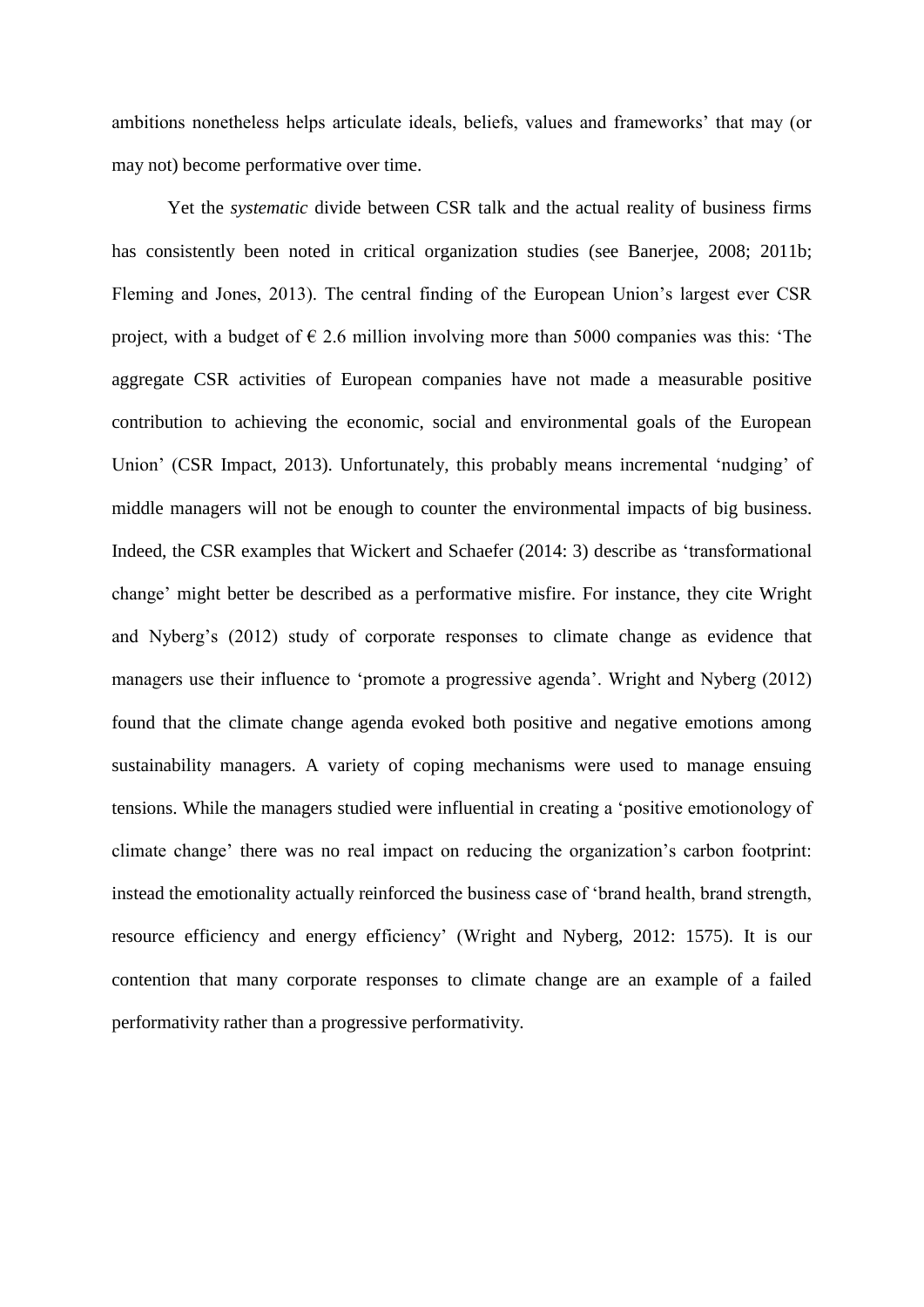ambitions nonetheless helps articulate ideals, beliefs, values and frameworks' that may (or may not) become performative over time.

Yet the *systematic* divide between CSR talk and the actual reality of business firms has consistently been noted in critical organization studies (see Banerjee, 2008; 2011b; Fleming and Jones, 2013). The central finding of the European Union's largest ever CSR project, with a budget of € 2.6 million involving more than 5000 companies was this: 'The aggregate CSR activities of European companies have not made a measurable positive contribution to achieving the economic, social and environmental goals of the European Union' (CSR Impact, 2013). Unfortunately, this probably means incremental 'nudging' of middle managers will not be enough to counter the environmental impacts of big business. Indeed, the CSR examples that Wickert and Schaefer (2014: 3) describe as 'transformational change' might better be described as a performative misfire. For instance, they cite Wright and Nyberg's (2012) study of corporate responses to climate change as evidence that managers use their influence to 'promote a progressive agenda'. Wright and Nyberg (2012) found that the climate change agenda evoked both positive and negative emotions among sustainability managers. A variety of coping mechanisms were used to manage ensuing tensions. While the managers studied were influential in creating a 'positive emotionology of climate change' there was no real impact on reducing the organization's carbon footprint: instead the emotionality actually reinforced the business case of 'brand health, brand strength, resource efficiency and energy efficiency' (Wright and Nyberg, 2012: 1575). It is our contention that many corporate responses to climate change are an example of a failed performativity rather than a progressive performativity.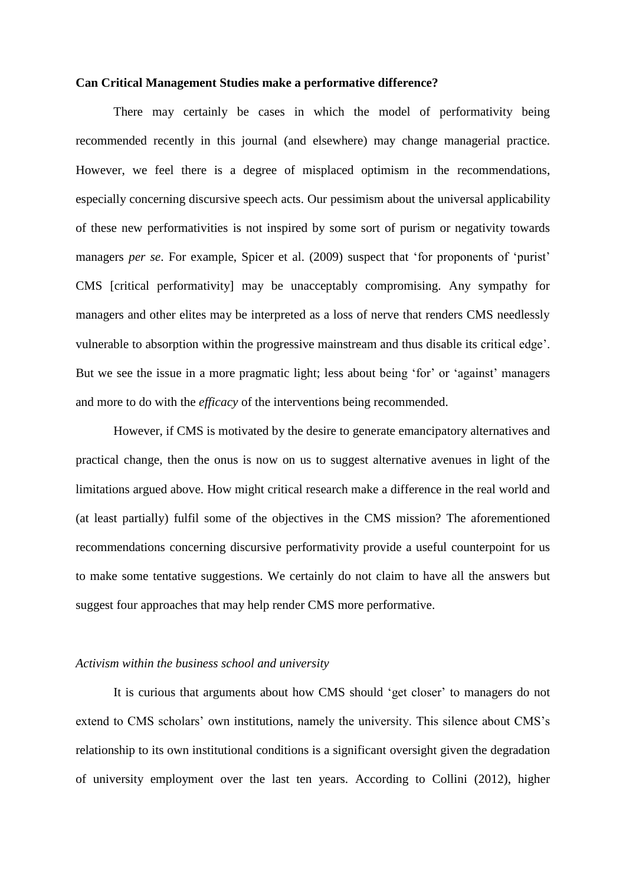**Can Critical Management Studies make a performative difference?**

There may certainly be cases in which the model of performativity being recommended recently in this journal (and elsewhere) may change managerial practice. However, we feel there is a degree of misplaced optimism in the recommendations, especially concerning discursive speech acts. Our pessimism about the universal applicability of these new performativities is not inspired by some sort of purism or negativity towards managers *per se*. For example, Spicer et al. (2009) suspect that 'for proponents of 'purist' CMS [critical performativity] may be unacceptably compromising. Any sympathy for managers and other elites may be interpreted as a loss of nerve that renders CMS needlessly vulnerable to absorption within the progressive mainstream and thus disable its critical edge'. But we see the issue in a more pragmatic light; less about being 'for' or 'against' managers and more to do with the *efficacy* of the interventions being recommended.

However, if CMS is motivated by the desire to generate emancipatory alternatives and practical change, then the onus is now on us to suggest alternative avenues in light of the limitations argued above. How might critical research make a difference in the real world and (at least partially) fulfil some of the objectives in the CMS mission? The aforementioned recommendations concerning discursive performativity provide a useful counterpoint for us to make some tentative suggestions. We certainly do not claim to have all the answers but suggest four approaches that may help render CMS more performative.

*Activism within the business school and university*

It is curious that arguments about how CMS should 'get closer' to managers do not extend to CMS scholars' own institutions, namely the university. This silence about CMS's relationship to its own institutional conditions is a significant oversight given the degradation of university employment over the last ten years. According to Collini (2012), higher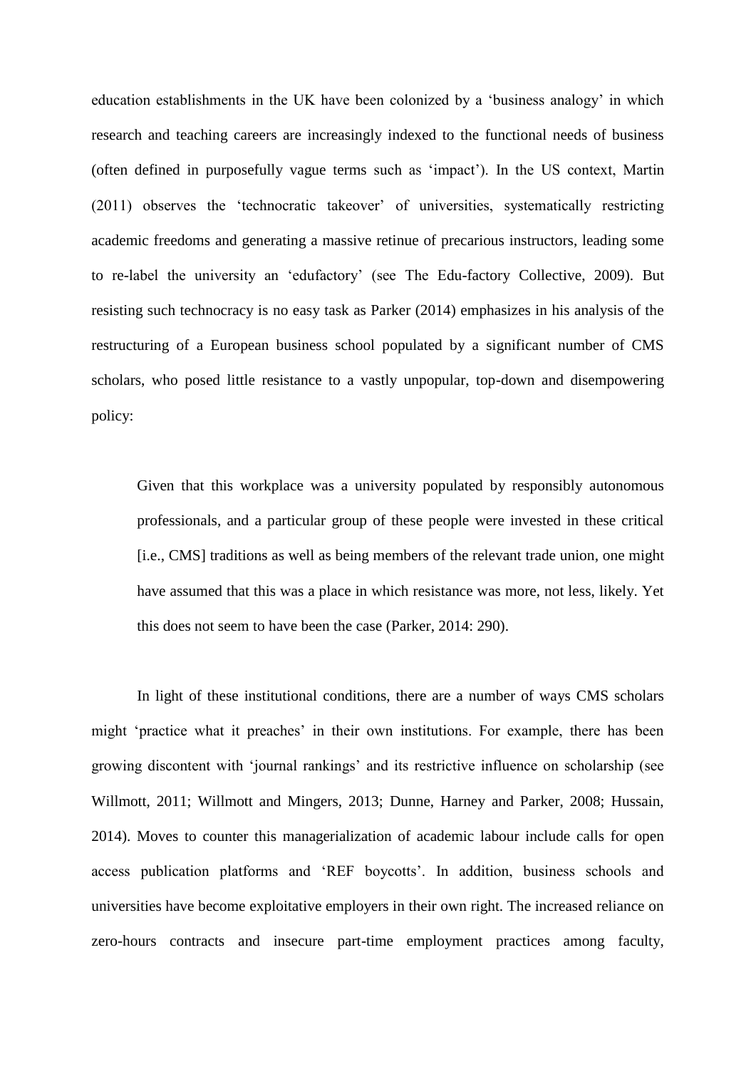education establishments in the UK have been colonized by a 'business analogy' in which research and teaching careers are increasingly indexed to the functional needs of business (often defined in purposefully vague terms such as 'impact'). In the US context, Martin (2011) observes the 'technocratic takeover' of universities, systematically restricting academic freedoms and generating a massive retinue of precarious instructors, leading some to re-label the university an 'edufactory' (see The Edu-factory Collective, 2009). But resisting such technocracy is no easy task as Parker (2014) emphasizes in his analysis of the restructuring of a European business school populated by a significant number of CMS scholars, who posed little resistance to a vastly unpopular, top-down and disempowering policy:

> Given that this workplace was a university populated by responsibly autonomous professionals, and a particular group of these people were invested in these critical [i.e., CMS] traditions as well as being members of the relevant trade union, one might have assumed that this was a place in which resistance was more, not less, likely. Yet this does not seem to have been the case (Parker, 2014: 290).

In light of these institutional conditions, there are a number of ways CMS scholars might 'practice what it preaches' in their own institutions. For example, there has been growing discontent with 'journal rankings' and its restrictive influence on scholarship (see Willmott, 2011; Willmott and Mingers, 2013; Dunne, Harney and Parker, 2008; Hussain, 2014). Moves to counter this managerialization of academic labour include calls for open access publication platforms and 'REF boycotts'. In addition, business schools and universities have become exploitative employers in their own right. The increased reliance on zero-hours contracts and insecure part-time employment practices among faculty,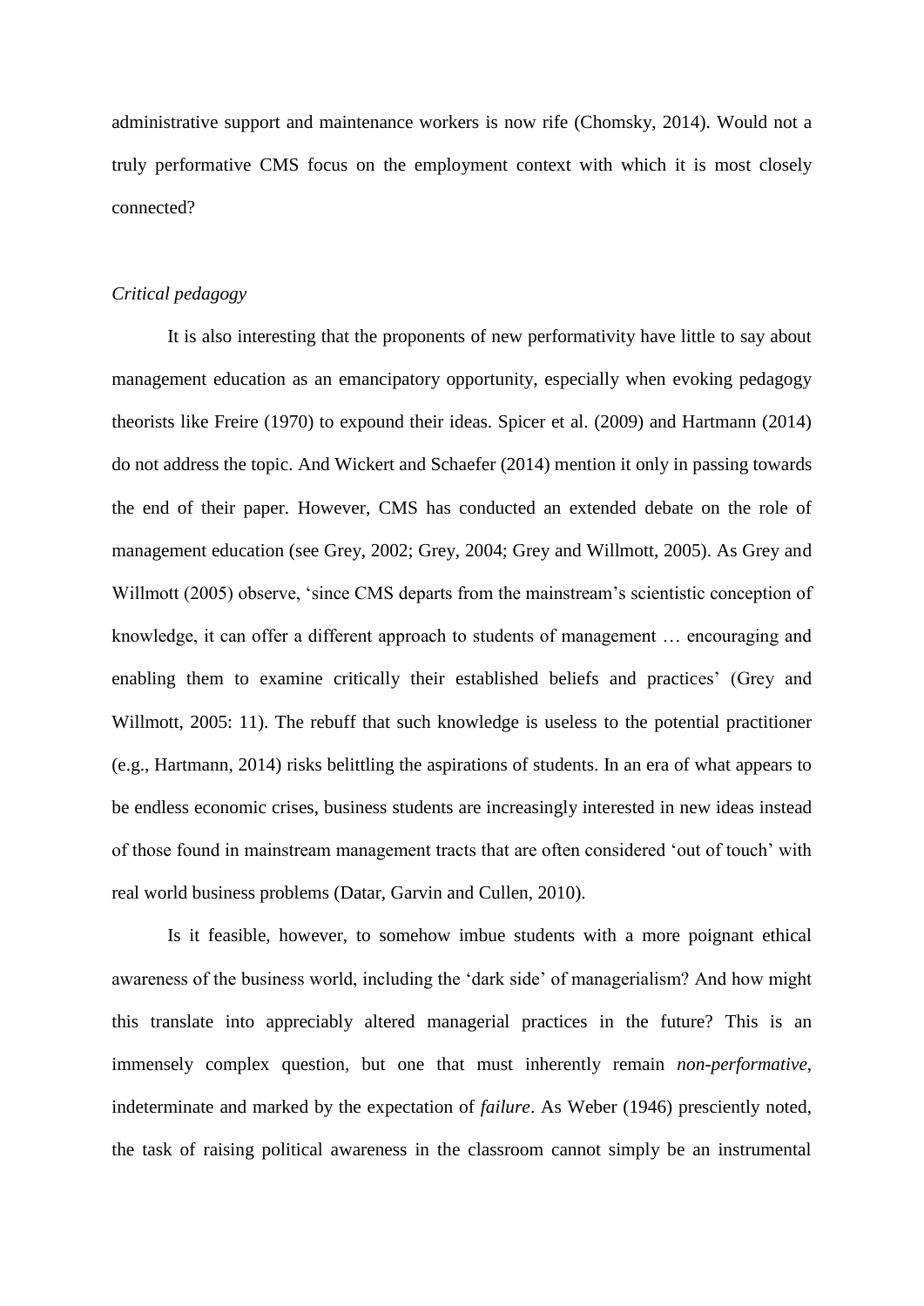administrative support and maintenance workers is now rife (Chomsky, 2014). Would not a truly performative CMS focus on the employment context with which it is most closely connected?

### *Critical pedagogy*

It is also interesting that the proponents of new performativity have little to say about management education as an emancipatory opportunity, especially when evoking pedagogy theorists like Freire (1970) to expound their ideas. Spicer et al. (2009) and Hartmann (2014) do not address the topic. And Wickert and Schaefer (2014) mention it only in passing towards the end of their paper. However, CMS has conducted an extended debate on the role of management education (see Grey, 2002; Grey, 2004; Grey and Willmott, 2005). As Grey and Willmott (2005) observe, 'since CMS departs from the mainstream's scientistic conception of knowledge, it can offer a different approach to students of management … encouraging and enabling them to examine critically their established beliefs and practices' (Grey and Willmott, 2005: 11). The rebuff that such knowledge is useless to the potential practitioner (e.g., Hartmann, 2014) risks belittling the aspirations of students. In an era of what appears to be endless economic crises, business students are increasingly interested in new ideas instead of those found in mainstream management tracts that are often considered 'out of touch' with real world business problems (Datar, Garvin and Cullen, 2010).

Is it feasible, however, to somehow imbue students with a more poignant ethical awareness of the business world, including the 'dark side' of managerialism? And how might this translate into appreciably altered managerial practices in the future? This is an immensely complex question, but one that must inherently remain *non-performative*, indeterminate and marked by the expectation of *failure*. As Weber (1946) presciently noted, the task of raising political awareness in the classroom cannot simply be an instrumental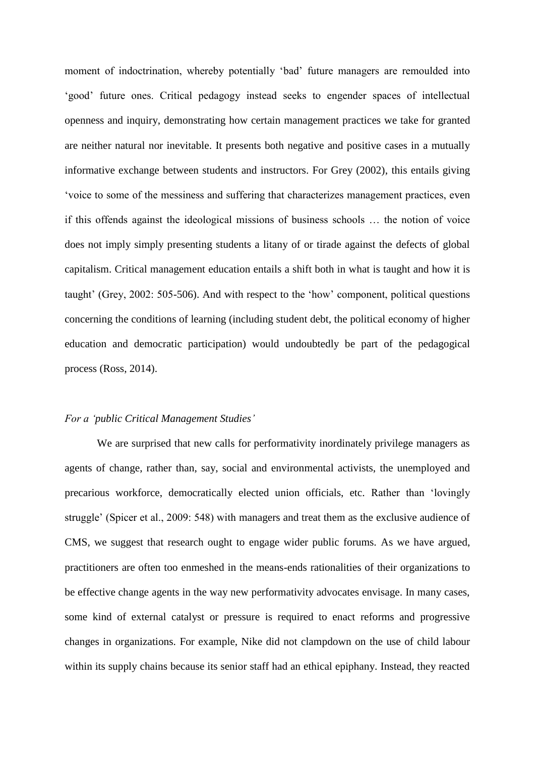moment of indoctrination, whereby potentially 'bad' future managers are remoulded into 'good' future ones. Critical pedagogy instead seeks to engender spaces of intellectual openness and inquiry, demonstrating how certain management practices we take for granted are neither natural nor inevitable. It presents both negative and positive cases in a mutually informative exchange between students and instructors. For Grey (2002), this entails giving 'voice to some of the messiness and suffering that characterizes management practices, even if this offends against the ideological missions of business schools … the notion of voice does not imply simply presenting students a litany of or tirade against the defects of global capitalism. Critical management education entails a shift both in what is taught and how it is taught' (Grey, 2002: 505-506). And with respect to the 'how' component, political questions concerning the conditions of learning (including student debt, the political economy of higher education and democratic participation) would undoubtedly be part of the pedagogical process (Ross, 2014).

*For a 'public Critical Management Studies'*

We are surprised that new calls for performativity inordinately privilege managers as agents of change, rather than, say, social and environmental activists, the unemployed and precarious workforce, democratically elected union officials, etc. Rather than 'lovingly struggle' (Spicer et al., 2009: 548) with managers and treat them as the exclusive audience of CMS, we suggest that research ought to engage wider public forums. As we have argued, practitioners are often too enmeshed in the means-ends rationalities of their organizations to be effective change agents in the way new performativity advocates envisage. In many cases, some kind of external catalyst or pressure is required to enact reforms and progressive changes in organizations. For example, Nike did not clampdown on the use of child labour within its supply chains because its senior staff had an ethical epiphany. Instead, they reacted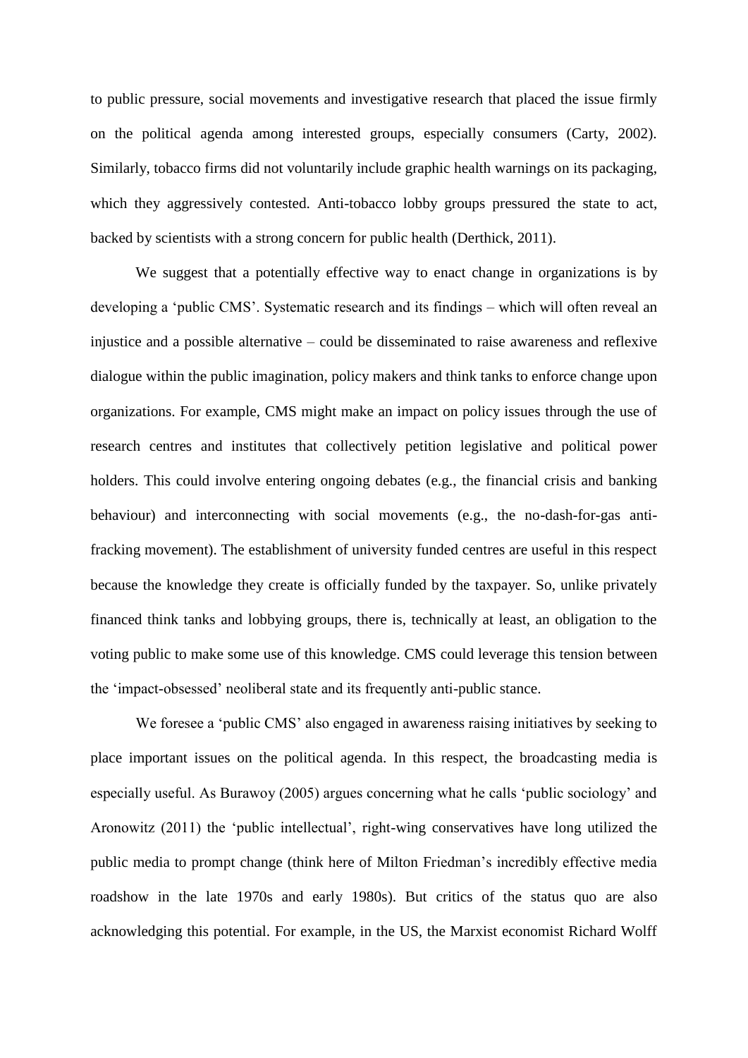to public pressure, social movements and investigative research that placed the issue firmly on the political agenda among interested groups, especially consumers (Carty, 2002). Similarly, tobacco firms did not voluntarily include graphic health warnings on its packaging, which they aggressively contested. Anti-tobacco lobby groups pressured the state to act, backed by scientists with a strong concern for public health (Derthick, 2011).

We suggest that a potentially effective way to enact change in organizations is by developing a 'public CMS'. Systematic research and its findings – which will often reveal an injustice and a possible alternative – could be disseminated to raise awareness and reflexive dialogue within the public imagination, policy makers and think tanks to enforce change upon organizations. For example, CMS might make an impact on policy issues through the use of research centres and institutes that collectively petition legislative and political power holders. This could involve entering ongoing debates (e.g., the financial crisis and banking behaviour) and interconnecting with social movements (e.g., the no-dash-for-gas anti-fracking movement). The establishment of university funded centres are useful in this respect because the knowledge they create is officially funded by the taxpayer. So, unlike privately financed think tanks and lobbying groups, there is, technically at least, an obligation to the voting public to make some use of this knowledge. CMS could leverage this tension between the 'impact-obsessed' neoliberal state and its frequently anti-public stance.

We foresee a 'public CMS' also engaged in awareness raising initiatives by seeking to place important issues on the political agenda. In this respect, the broadcasting media is especially useful. As Burawoy (2005) argues concerning what he calls 'public sociology' and Aronowitz (2011) the 'public intellectual', right-wing conservatives have long utilized the public media to prompt change (think here of Milton Friedman's incredibly effective media roadshow in the late 1970s and early 1980s). But critics of the status quo are also acknowledging this potential. For example, in the US, the Marxist economist Richard Wolff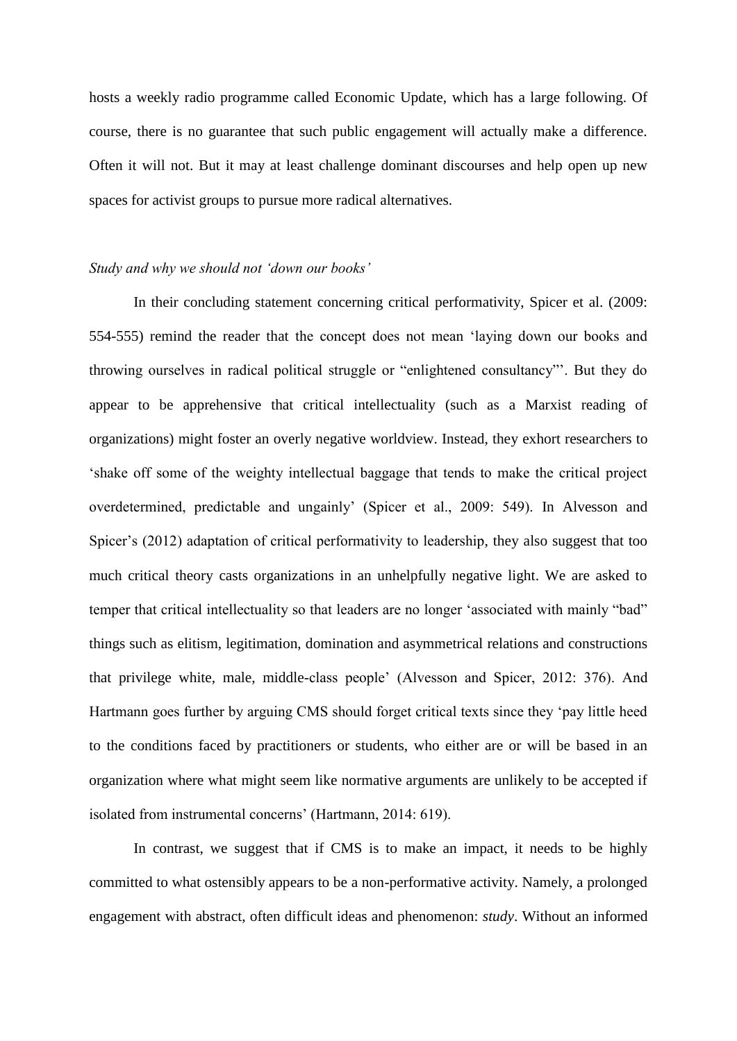hosts a weekly radio programme called Economic Update, which has a large following. Of course, there is no guarantee that such public engagement will actually make a difference. Often it will not. But it may at least challenge dominant discourses and help open up new spaces for activist groups to pursue more radical alternatives.

### *Study and why we should not 'down our books'*

In their concluding statement concerning critical performativity, Spicer et al. (2009: 554-555) remind the reader that the concept does not mean 'laying down our books and throwing ourselves in radical political struggle or "enlightened consultancy"'. But they do appear to be apprehensive that critical intellectuality (such as a Marxist reading of organizations) might foster an overly negative worldview. Instead, they exhort researchers to 'shake off some of the weighty intellectual baggage that tends to make the critical project overdetermined, predictable and ungainly' (Spicer et al., 2009: 549). In Alvesson and Spicer's (2012) adaptation of critical performativity to leadership, they also suggest that too much critical theory casts organizations in an unhelpfully negative light. We are asked to temper that critical intellectuality so that leaders are no longer 'associated with mainly "bad" things such as elitism, legitimation, domination and asymmetrical relations and constructions that privilege white, male, middle-class people' (Alvesson and Spicer, 2012: 376). And Hartmann goes further by arguing CMS should forget critical texts since they 'pay little heed to the conditions faced by practitioners or students, who either are or will be based in an organization where what might seem like normative arguments are unlikely to be accepted if isolated from instrumental concerns' (Hartmann, 2014: 619).

In contrast, we suggest that if CMS is to make an impact, it needs to be highly committed to what ostensibly appears to be a non-performative activity. Namely, a prolonged engagement with abstract, often difficult ideas and phenomenon: *study*. Without an informed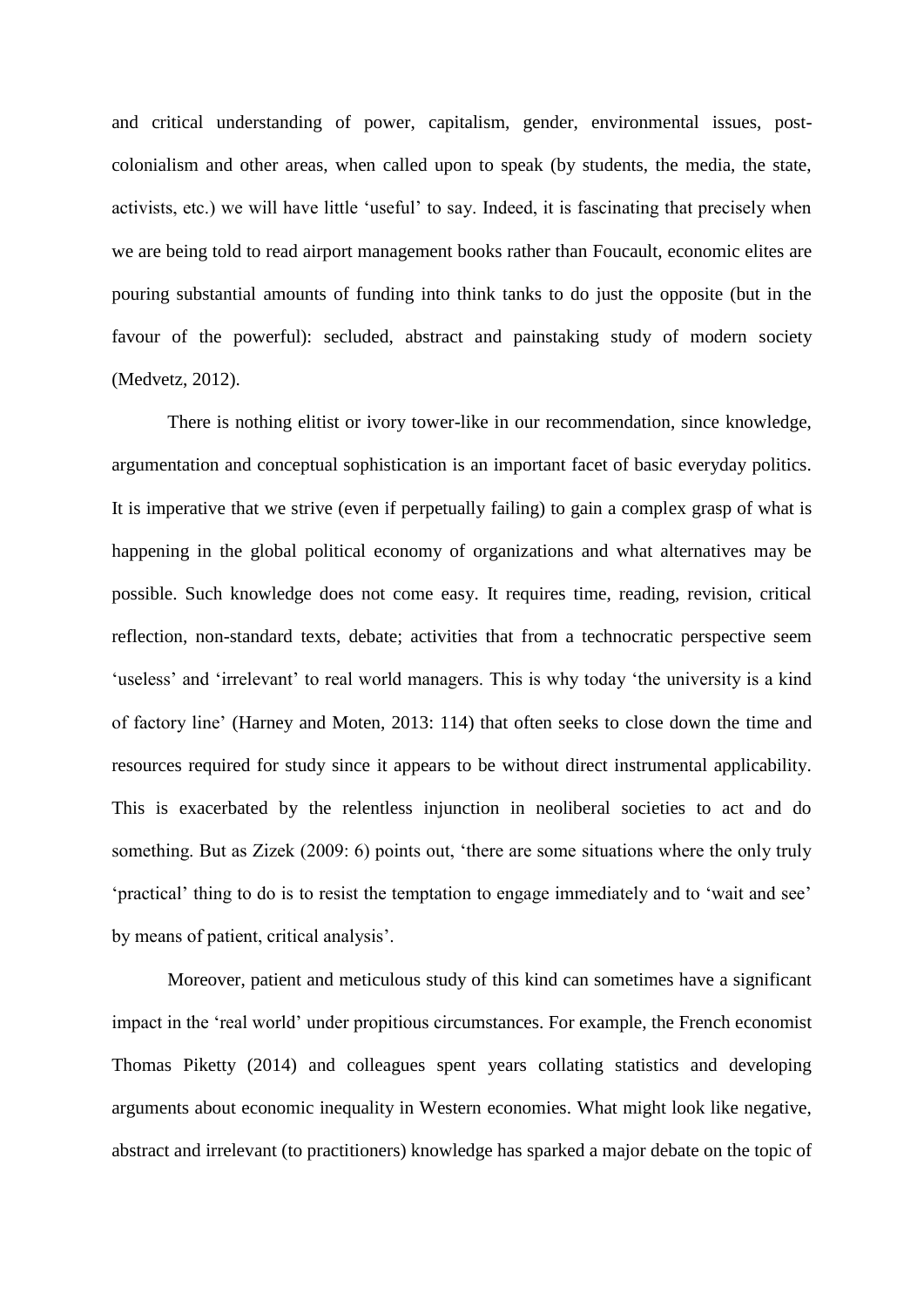and critical understanding of power, capitalism, gender, environmental issues, post-colonialism and other areas, when called upon to speak (by students, the media, the state, activists, etc.) we will have little 'useful' to say. Indeed, it is fascinating that precisely when we are being told to read airport management books rather than Foucault, economic elites are pouring substantial amounts of funding into think tanks to do just the opposite (but in the favour of the powerful): secluded, abstract and painstaking study of modern society (Medvetz, 2012).

There is nothing elitist or ivory tower-like in our recommendation, since knowledge, argumentation and conceptual sophistication is an important facet of basic everyday politics. It is imperative that we strive (even if perpetually failing) to gain a complex grasp of what is happening in the global political economy of organizations and what alternatives may be possible. Such knowledge does not come easy. It requires time, reading, revision, critical reflection, non-standard texts, debate; activities that from a technocratic perspective seem 'useless' and 'irrelevant' to real world managers. This is why today 'the university is a kind of factory line' (Harney and Moten, 2013: 114) that often seeks to close down the time and resources required for study since it appears to be without direct instrumental applicability. This is exacerbated by the relentless injunction in neoliberal societies to act and do something. But as Zizek (2009: 6) points out, 'there are some situations where the only truly 'practical' thing to do is to resist the temptation to engage immediately and to 'wait and see' by means of patient, critical analysis'.

Moreover, patient and meticulous study of this kind can sometimes have a significant impact in the 'real world' under propitious circumstances. For example, the French economist Thomas Piketty (2014) and colleagues spent years collating statistics and developing arguments about economic inequality in Western economies. What might look like negative, abstract and irrelevant (to practitioners) knowledge has sparked a major debate on the topic of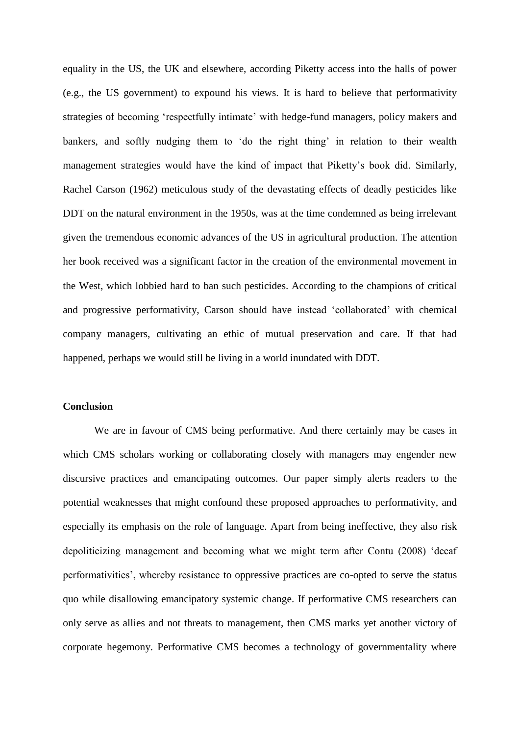equality in the US, the UK and elsewhere, according Piketty access into the halls of power (e.g., the US government) to expound his views. It is hard to believe that performativity strategies of becoming 'respectfully intimate' with hedge-fund managers, policy makers and bankers, and softly nudging them to 'do the right thing' in relation to their wealth management strategies would have the kind of impact that Piketty's book did. Similarly, Rachel Carson (1962) meticulous study of the devastating effects of deadly pesticides like DDT on the natural environment in the 1950s, was at the time condemned as being irrelevant given the tremendous economic advances of the US in agricultural production. The attention her book received was a significant factor in the creation of the environmental movement in the West, which lobbied hard to ban such pesticides. According to the champions of critical and progressive performativity, Carson should have instead 'collaborated' with chemical company managers, cultivating an ethic of mutual preservation and care. If that had happened, perhaps we would still be living in a world inundated with DDT.

## Conclusion

We are in favour of CMS being performative. And there certainly may be cases in which CMS scholars working or collaborating closely with managers may engender new discursive practices and emancipating outcomes. Our paper simply alerts readers to the potential weaknesses that might confound these proposed approaches to performativity, and especially its emphasis on the role of language. Apart from being ineffective, they also risk depoliticizing management and becoming what we might term after Contu (2008) 'decaf performativities', whereby resistance to oppressive practices are co-opted to serve the status quo while disallowing emancipatory systemic change. If performative CMS researchers can only serve as allies and not threats to management, then CMS marks yet another victory of corporate hegemony. Performative CMS becomes a technology of governmentality where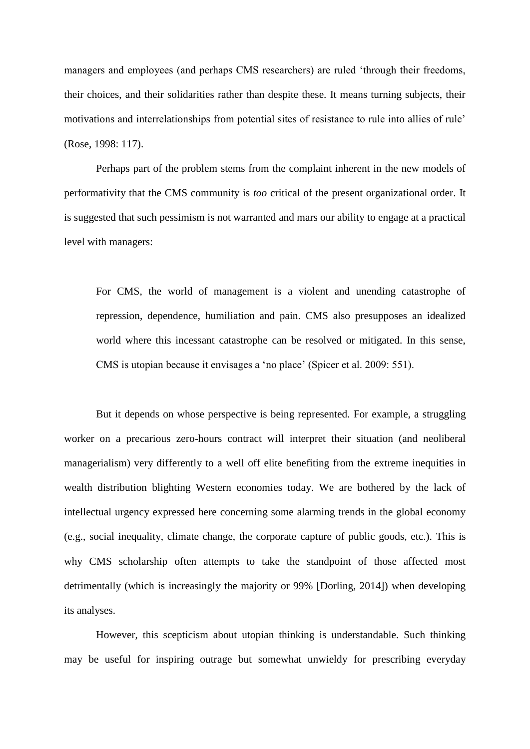managers and employees (and perhaps CMS researchers) are ruled 'through their freedoms, their choices, and their solidarities rather than despite these. It means turning subjects, their motivations and interrelationships from potential sites of resistance to rule into allies of rule' (Rose, 1998: 117).

Perhaps part of the problem stems from the complaint inherent in the new models of performativity that the CMS community is *too* critical of the present organizational order. It is suggested that such pessimism is not warranted and mars our ability to engage at a practical level with managers:

> For CMS, the world of management is a violent and unending catastrophe of repression, dependence, humiliation and pain. CMS also presupposes an idealized world where this incessant catastrophe can be resolved or mitigated. In this sense, CMS is utopian because it envisages a 'no place' (Spicer et al. 2009: 551).

But it depends on whose perspective is being represented. For example, a struggling worker on a precarious zero-hours contract will interpret their situation (and neoliberal managerialism) very differently to a well off elite benefiting from the extreme inequities in wealth distribution blighting Western economies today. We are bothered by the lack of intellectual urgency expressed here concerning some alarming trends in the global economy (e.g., social inequality, climate change, the corporate capture of public goods, etc.). This is why CMS scholarship often attempts to take the standpoint of those affected most detrimentally (which is increasingly the majority or 99% [Dorling, 2014]) when developing its analyses.

However, this scepticism about utopian thinking is understandable. Such thinking may be useful for inspiring outrage but somewhat unwieldy for prescribing everyday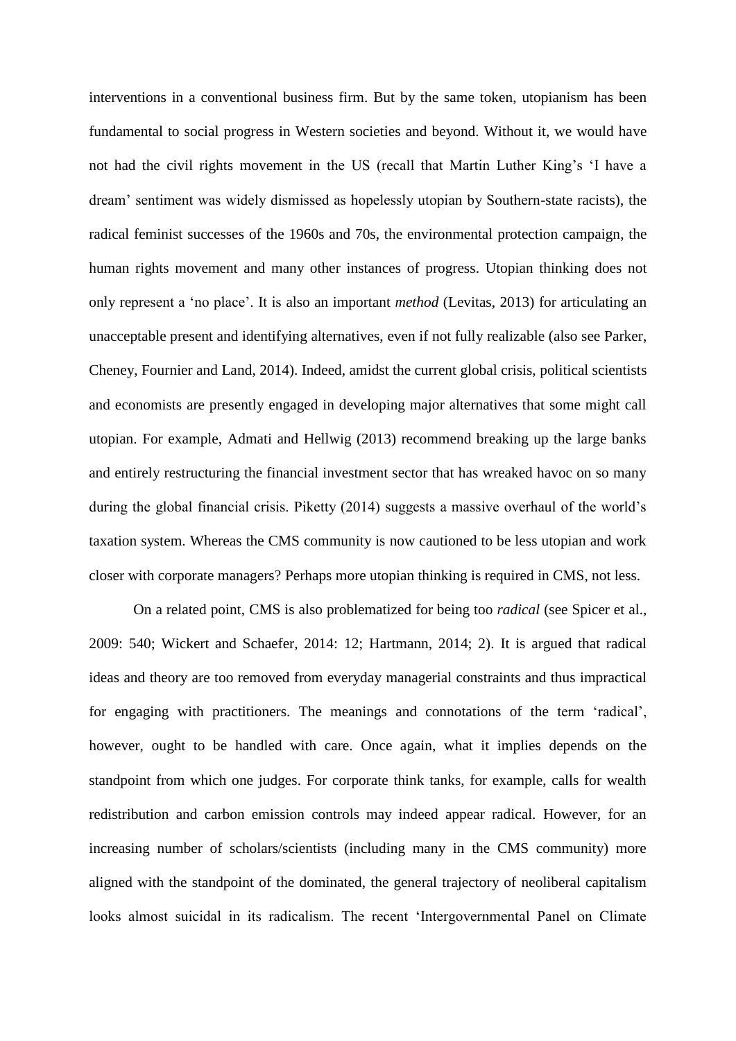interventions in a conventional business firm. But by the same token, utopianism has been fundamental to social progress in Western societies and beyond. Without it, we would have not had the civil rights movement in the US (recall that Martin Luther King's 'I have a dream' sentiment was widely dismissed as hopelessly utopian by Southern-state racists), the radical feminist successes of the 1960s and 70s, the environmental protection campaign, the human rights movement and many other instances of progress. Utopian thinking does not only represent a 'no place'. It is also an important *method* (Levitas, 2013) for articulating an unacceptable present and identifying alternatives, even if not fully realizable (also see Parker, Cheney, Fournier and Land, 2014). Indeed, amidst the current global crisis, political scientists and economists are presently engaged in developing major alternatives that some might call utopian. For example, Admati and Hellwig (2013) recommend breaking up the large banks and entirely restructuring the financial investment sector that has wreaked havoc on so many during the global financial crisis. Piketty (2014) suggests a massive overhaul of the world's taxation system. Whereas the CMS community is now cautioned to be less utopian and work closer with corporate managers? Perhaps more utopian thinking is required in CMS, not less.

On a related point, CMS is also problematized for being too *radical* (see Spicer et al., 2009: 540; Wickert and Schaefer, 2014: 12; Hartmann, 2014; 2). It is argued that radical ideas and theory are too removed from everyday managerial constraints and thus impractical for engaging with practitioners. The meanings and connotations of the term 'radical', however, ought to be handled with care. Once again, what it implies depends on the standpoint from which one judges. For corporate think tanks, for example, calls for wealth redistribution and carbon emission controls may indeed appear radical. However, for an increasing number of scholars/scientists (including many in the CMS community) more aligned with the standpoint of the dominated, the general trajectory of neoliberal capitalism looks almost suicidal in its radicalism. The recent 'Intergovernmental Panel on Climate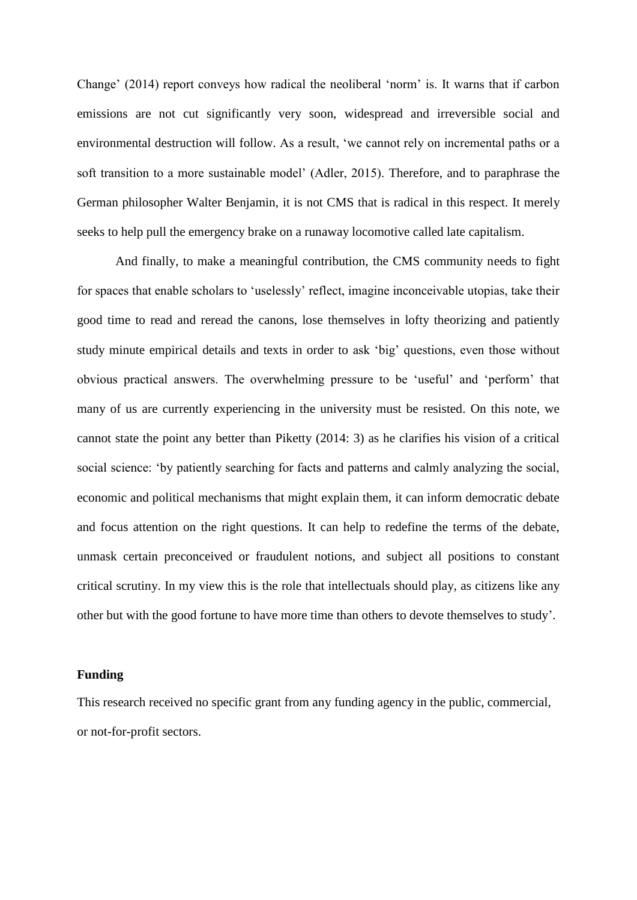Change' (2014) report conveys how radical the neoliberal 'norm' is. It warns that if carbon emissions are not cut significantly very soon, widespread and irreversible social and environmental destruction will follow. As a result, 'we cannot rely on incremental paths or a soft transition to a more sustainable model' (Adler, 2015). Therefore, and to paraphrase the German philosopher Walter Benjamin, it is not CMS that is radical in this respect. It merely seeks to help pull the emergency brake on a runaway locomotive called late capitalism.

And finally, to make a meaningful contribution, the CMS community needs to fight for spaces that enable scholars to 'uselessly' reflect, imagine inconceivable utopias, take their good time to read and reread the canons, lose themselves in lofty theorizing and patiently study minute empirical details and texts in order to ask 'big' questions, even those without obvious practical answers. The overwhelming pressure to be 'useful' and 'perform' that many of us are currently experiencing in the university must be resisted. On this note, we cannot state the point any better than Piketty (2014: 3) as he clarifies his vision of a critical social science: 'by patiently searching for facts and patterns and calmly analyzing the social, economic and political mechanisms that might explain them, it can inform democratic debate and focus attention on the right questions. It can help to redefine the terms of the debate, unmask certain preconceived or fraudulent notions, and subject all positions to constant critical scrutiny. In my view this is the role that intellectuals should play, as citizens like any other but with the good fortune to have more time than others to devote themselves to study'.

**Funding**

This research received no specific grant from any funding agency in the public, commercial, or not-for-profit sectors.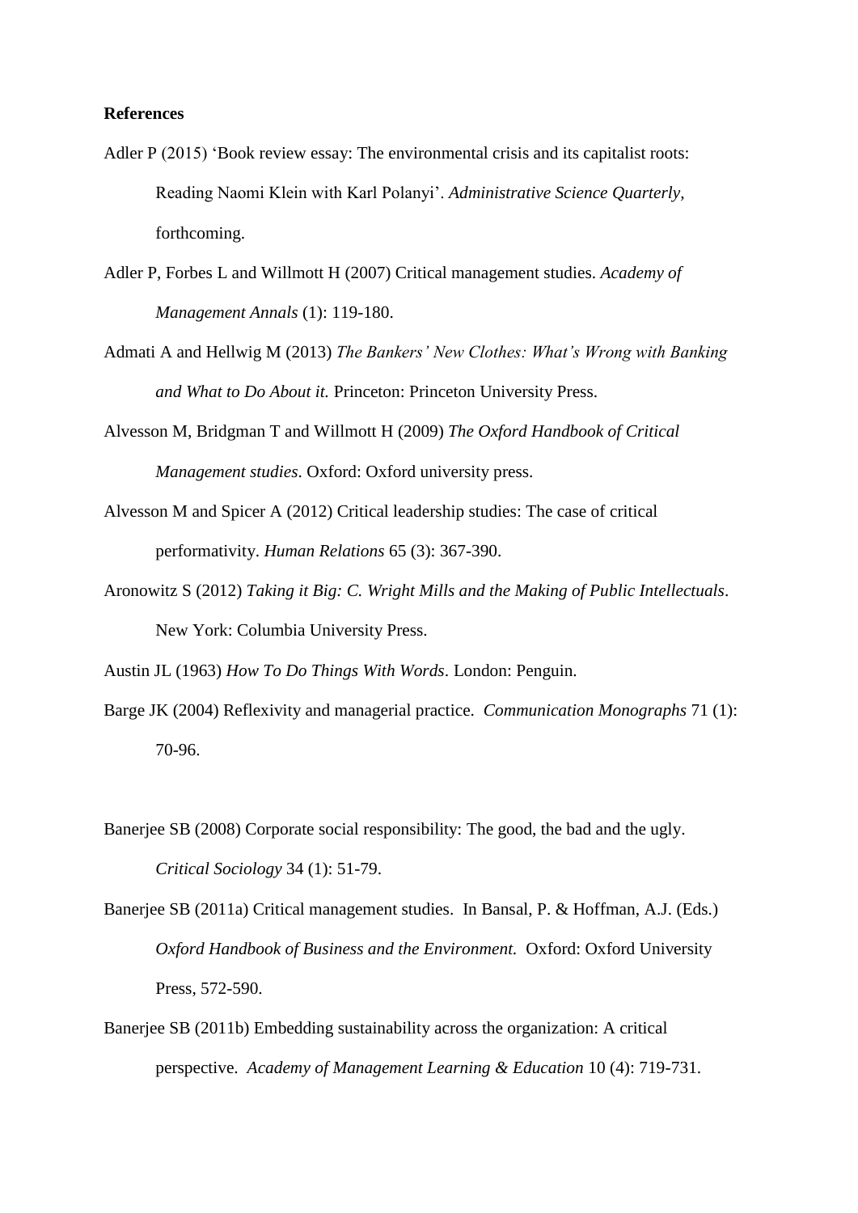**References**

Adler P (2015) 'Book review essay: The environmental crisis and its capitalist roots: Reading Naomi Klein with Karl Polanyi'. *Administrative Science Quarterly*, forthcoming.

Adler P, Forbes L and Willmott H (2007) Critical management studies. *Academy of Management Annals* (1): 119-180.

Admati A and Hellwig M (2013) *The Bankers' New Clothes: What's Wrong with Banking and What to Do About it.* Princeton: Princeton University Press.

Alvesson M, Bridgman T and Willmott H (2009) *The Oxford Handbook of Critical Management studies*. Oxford: Oxford university press.

Alvesson M and Spicer A (2012) Critical leadership studies: The case of critical performativity. *Human Relations* 65 (3): 367-390.

Aronowitz S (2012) *Taking it Big: C. Wright Mills and the Making of Public Intellectuals*. New York: Columbia University Press.

Austin JL (1963) *How To Do Things With Words*. London: Penguin.

Barge JK (2004) Reflexivity and managerial practice. *Communication Monographs* 71 (1): 70-96.

Banerjee SB (2008) Corporate social responsibility: The good, the bad and the ugly. *Critical Sociology* 34 (1): 51-79.

Banerjee SB (2011a) Critical management studies. In Bansal, P. & Hoffman, A.J. (Eds.) *Oxford Handbook of Business and the Environment.* Oxford: Oxford University Press, 572-590.

Banerjee SB (2011b) Embedding sustainability across the organization: A critical perspective. *Academy of Management Learning & Education* 10 (4): 719-731.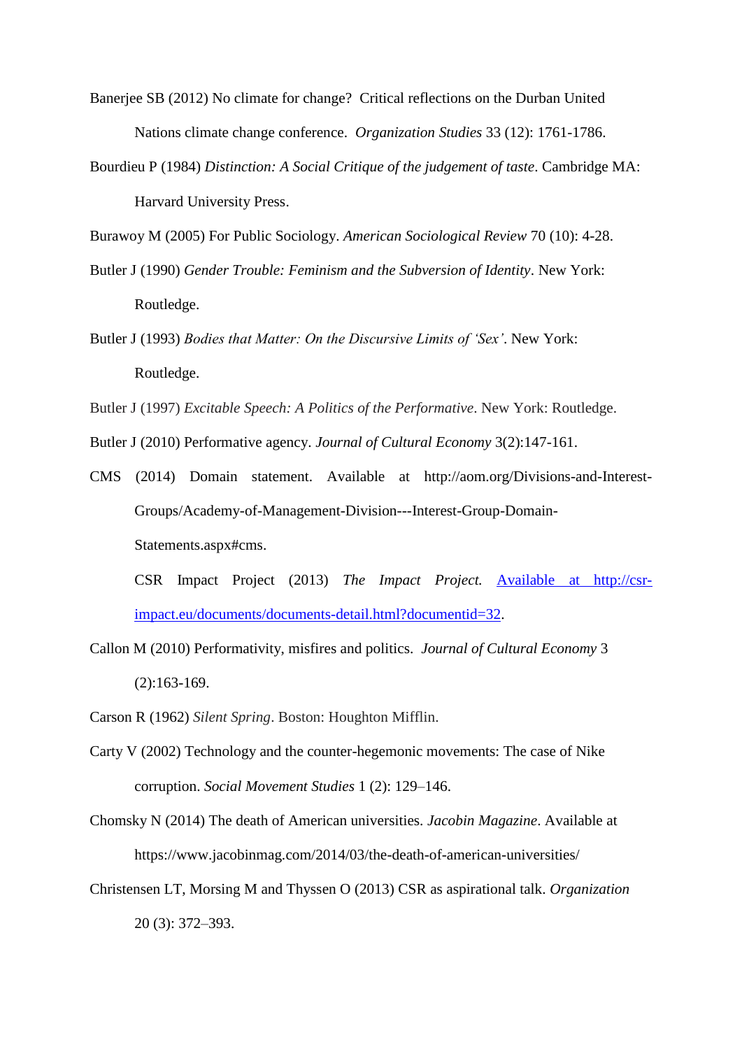Banerjee SB (2012) No climate for change? Critical reflections on the Durban United Nations climate change conference. *Organization Studies* 33 (12): 1761-1786.

Bourdieu P (1984) *Distinction: A Social Critique of the judgement of taste*. Cambridge MA: Harvard University Press.

Burawoy M (2005) For Public Sociology. *American Sociological Review* 70 (10): 4-28.

Butler J (1990) *Gender Trouble: Feminism and the Subversion of Identity*. New York: Routledge.

Butler J (1993) *Bodies that Matter: On the Discursive Limits of 'Sex'*. New York: Routledge.

Butler J (1997) *Excitable Speech: A Politics of the Performative*. New York: Routledge.

Butler J (2010) Performative agency. *Journal of Cultural Economy* 3(2):147-161.

CMS (2014) Domain statement. Available at http://aom.org/Divisions-and-Interest-Groups/Academy-of-Management-Division---Interest-Group-Domain-Statements.aspx#cms.

CSR Impact Project (2013) *The Impact Project.* Available at http://csr-impact.eu/documents/documents-detail.html?documentid=32.

Callon M (2010) Performativity, misfires and politics. *Journal of Cultural Economy* 3 (2):163-169.

Carson R (1962) *Silent Spring*. Boston: Houghton Mifflin.

Carty V (2002) Technology and the counter-hegemonic movements: The case of Nike corruption. *Social Movement Studies* 1 (2): 129–146.

Chomsky N (2014) The death of American universities. *Jacobin Magazine*. Available at https://www.jacobinmag.com/2014/03/the-death-of-american-universities/

Christensen LT, Morsing M and Thyssen O (2013) CSR as aspirational talk. *Organization* 20 (3): 372–393.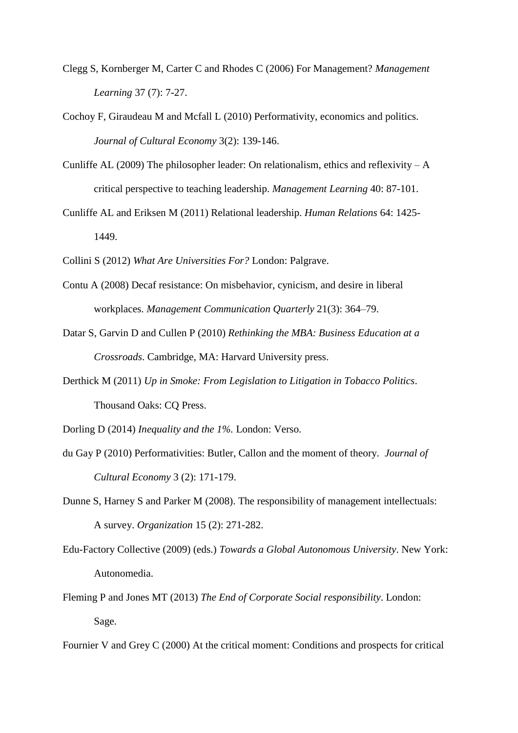Clegg S, Kornberger M, Carter C and Rhodes C (2006) For Management? *Management Learning* 37 (7): 7-27.

Cochoy F, Giraudeau M and Mcfall L (2010) Performativity, economics and politics. *Journal of Cultural Economy* 3(2): 139-146.

Cunliffe AL (2009) The philosopher leader: On relationalism, ethics and reflexivity – A critical perspective to teaching leadership. *Management Learning* 40: 87-101.

Cunliffe AL and Eriksen M (2011) Relational leadership. *Human Relations* 64: 1425-1449.

Collini S (2012) *What Are Universities For?* London: Palgrave.

Contu A (2008) Decaf resistance: On misbehavior, cynicism, and desire in liberal workplaces. *Management Communication Quarterly* 21(3): 364–79.

Datar S, Garvin D and Cullen P (2010) *Rethinking the MBA: Business Education at a Crossroads*. Cambridge, MA: Harvard University press.

Derthick M (2011) *Up in Smoke: From Legislation to Litigation in Tobacco Politics*. Thousand Oaks: CQ Press.

Dorling D (2014) *Inequality and the 1%.* London: Verso.

du Gay P (2010) Performativities: Butler, Callon and the moment of theory. *Journal of Cultural Economy* 3 (2): 171-179.

Dunne S, Harney S and Parker M (2008). The responsibility of management intellectuals: A survey. *Organization* 15 (2): 271-282.

Edu-Factory Collective (2009) (eds.) *Towards a Global Autonomous University*. New York: Autonomedia.

Fleming P and Jones MT (2013) *The End of Corporate Social responsibility*. London: Sage.

Fournier V and Grey C (2000) At the critical moment: Conditions and prospects for critical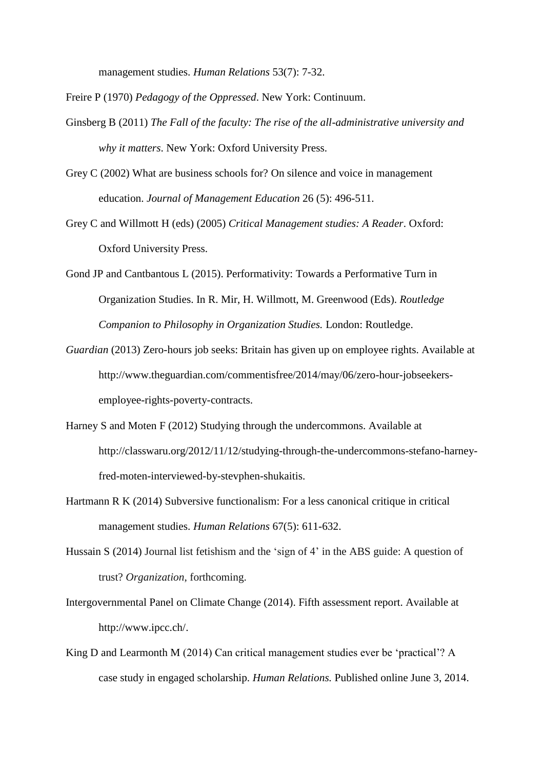management studies. *Human Relations* 53(7): 7-32.

Freire P (1970) *Pedagogy of the Oppressed*. New York: Continuum.

Ginsberg B (2011) *The Fall of the faculty: The rise of the all-administrative university and why it matters*. New York: Oxford University Press.

Grey C (2002) What are business schools for? On silence and voice in management education. *Journal of Management Education* 26 (5): 496-511.

Grey C and Willmott H (eds) (2005) *Critical Management studies: A Reader*. Oxford: Oxford University Press.

Gond JP and Cantbantous L (2015). Performativity: Towards a Performative Turn in Organization Studies. In R. Mir, H. Willmott, M. Greenwood (Eds). *Routledge Companion to Philosophy in Organization Studies.* London: Routledge.

*Guardian* (2013) Zero-hours job seeks: Britain has given up on employee rights. Available at http://www.theguardian.com/commentisfree/2014/may/06/zero-hour-jobseekers-employee-rights-poverty-contracts.

Harney S and Moten F (2012) Studying through the undercommons. Available at http://classwaru.org/2012/11/12/studying-through-the-undercommons-stefano-harney-fred-moten-interviewed-by-stevphen-shukaitis.

Hartmann R K (2014) Subversive functionalism: For a less canonical critique in critical management studies. *Human Relations* 67(5): 611-632.

Hussain S (2014) Journal list fetishism and the 'sign of 4' in the ABS guide: A question of trust? *Organization*, forthcoming.

Intergovernmental Panel on Climate Change (2014). Fifth assessment report. Available at http://www.ipcc.ch/.

King D and Learmonth M (2014) Can critical management studies ever be 'practical'? A case study in engaged scholarship. *Human Relations.* Published online June 3, 2014.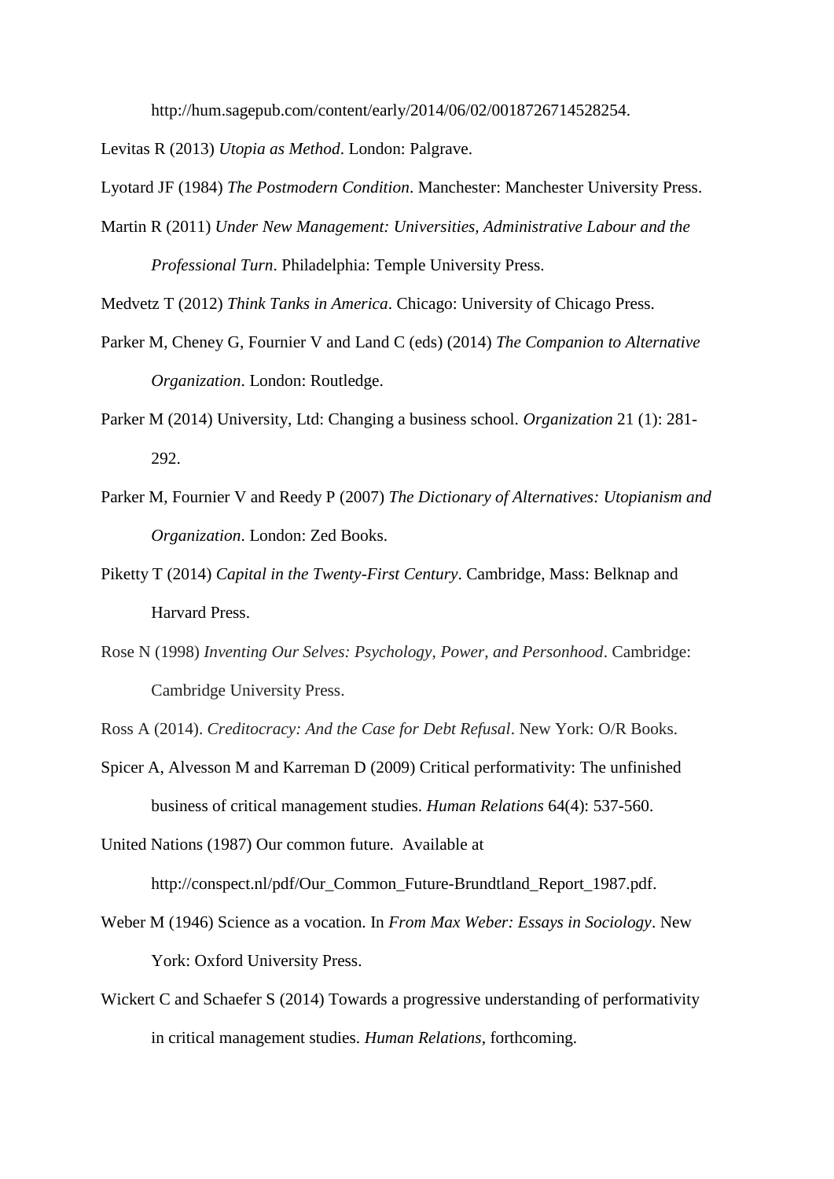http://hum.sagepub.com/content/early/2014/06/02/0018726714528254.

Levitas R (2013) *Utopia as Method*. London: Palgrave.

Lyotard JF (1984) *The Postmodern Condition*. Manchester: Manchester University Press.

Martin R (2011) *Under New Management: Universities, Administrative Labour and the Professional Turn*. Philadelphia: Temple University Press.

Medvetz T (2012) *Think Tanks in America*. Chicago: University of Chicago Press.

Parker M, Cheney G, Fournier V and Land C (eds) (2014) *The Companion to Alternative Organization*. London: Routledge.

Parker M (2014) University, Ltd: Changing a business school. *Organization* 21 (1): 281-292.

Parker M, Fournier V and Reedy P (2007) *The Dictionary of Alternatives: Utopianism and Organization*. London: Zed Books.

Piketty T (2014) *Capital in the Twenty-First Century*. Cambridge, Mass: Belknap and Harvard Press.

Rose N (1998) *Inventing Our Selves: Psychology, Power, and Personhood*. Cambridge: Cambridge University Press.

Ross A (2014). *Creditocracy: And the Case for Debt Refusal*. New York: O/R Books.

Spicer A, Alvesson M and Karreman D (2009) Critical performativity: The unfinished business of critical management studies. *Human Relations* 64(4): 537-560.

United Nations (1987) Our common future. Available at http://conspect.nl/pdf/Our_Common_Future-Brundtland_Report_1987.pdf.

Weber M (1946) Science as a vocation. In *From Max Weber: Essays in Sociology*. New York: Oxford University Press.

Wickert C and Schaefer S (2014) Towards a progressive understanding of performativity in critical management studies. *Human Relations*, forthcoming.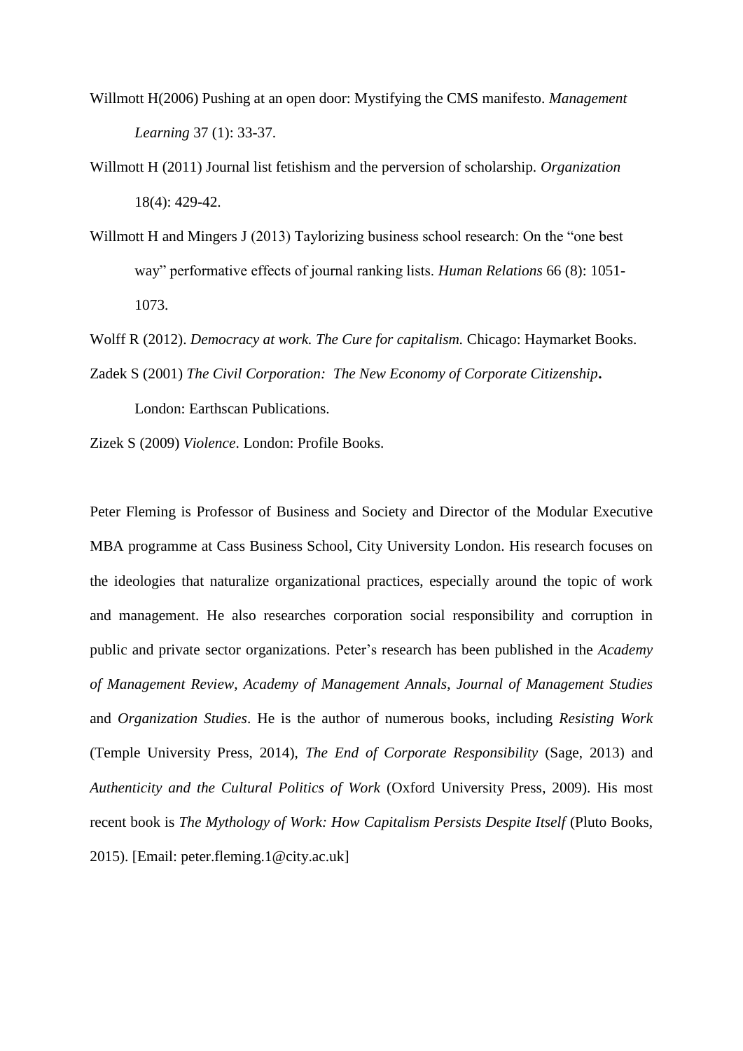Willmott H(2006) Pushing at an open door: Mystifying the CMS manifesto. *Management Learning* 37 (1): 33-37.

Willmott H (2011) Journal list fetishism and the perversion of scholarship. *Organization* 18(4): 429-42.

Willmott H and Mingers J (2013) Taylorizing business school research: On the "one best way" performative effects of journal ranking lists. *Human Relations* 66 (8): 1051-1073.

Wolff R (2012). *Democracy at work. The Cure for capitalism.* Chicago: Haymarket Books.

Zadek S (2001) *The Civil Corporation: The New Economy of Corporate Citizenship***.** London: Earthscan Publications.

Zizek S (2009) *Violence*. London: Profile Books.

Peter Fleming is Professor of Business and Society and Director of the Modular Executive MBA programme at Cass Business School, City University London. His research focuses on the ideologies that naturalize organizational practices, especially around the topic of work and management. He also researches corporation social responsibility and corruption in public and private sector organizations. Peter's research has been published in the *Academy of Management Review*, *Academy of Management Annals*, *Journal of Management Studies* and *Organization Studies*. He is the author of numerous books, including *Resisting Work* (Temple University Press, 2014), *The End of Corporate Responsibility* (Sage, 2013) and *Authenticity and the Cultural Politics of Work* (Oxford University Press, 2009). His most recent book is *The Mythology of Work: How Capitalism Persists Despite Itself* (Pluto Books, 2015). [Email: peter.fleming.1@city.ac.uk]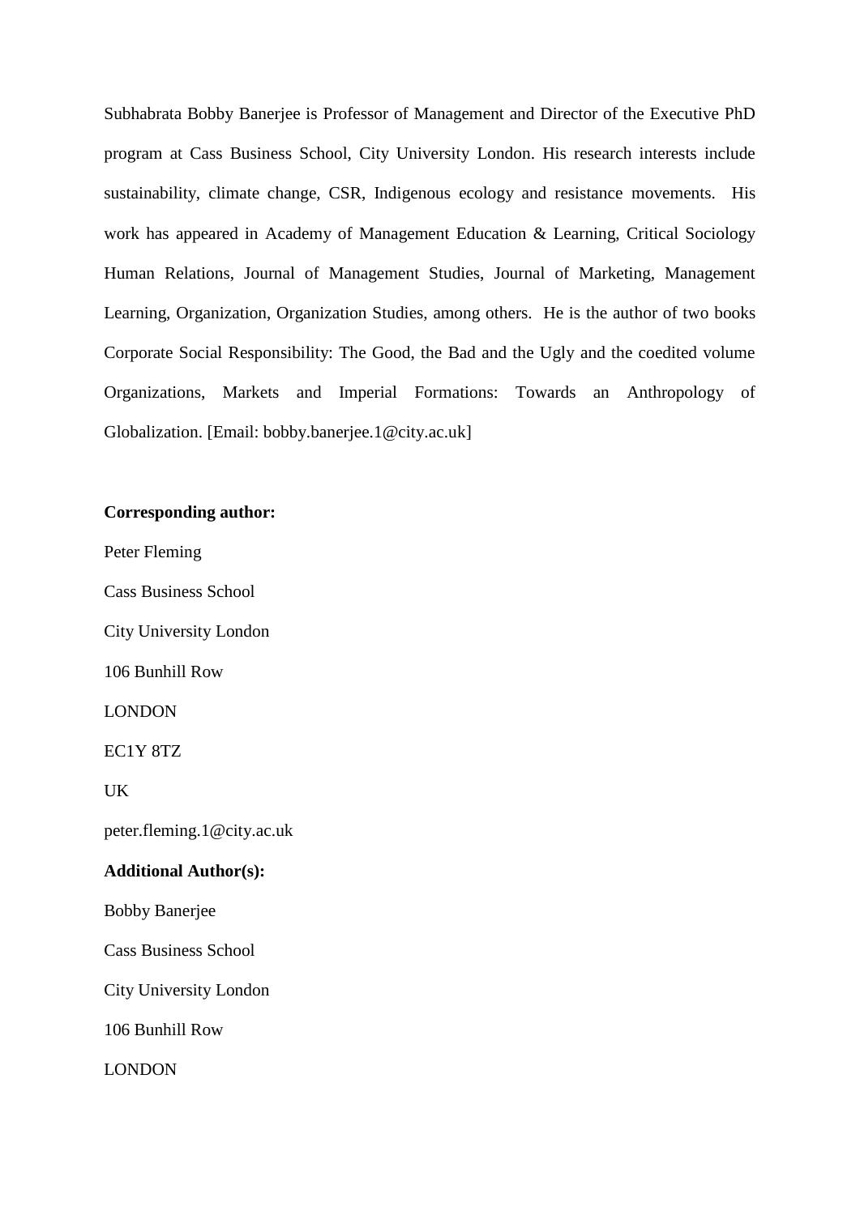Subhabrata Bobby Banerjee is Professor of Management and Director of the Executive PhD program at Cass Business School, City University London. His research interests include sustainability, climate change, CSR, Indigenous ecology and resistance movements. His work has appeared in Academy of Management Education & Learning, Critical Sociology Human Relations, Journal of Management Studies, Journal of Marketing, Management Learning, Organization, Organization Studies, among others. He is the author of two books Corporate Social Responsibility: The Good, the Bad and the Ugly and the coedited volume Organizations, Markets and Imperial Formations: Towards an Anthropology of Globalization. [Email: bobby.banerjee.1@city.ac.uk]

**Corresponding author:**

Peter Fleming

Cass Business School

City University London

106 Bunhill Row

LONDON

EC1Y 8TZ

UK

peter.fleming.1@city.ac.uk

**Additional Author(s):**

Bobby Banerjee

Cass Business School

City University London

106 Bunhill Row

LONDON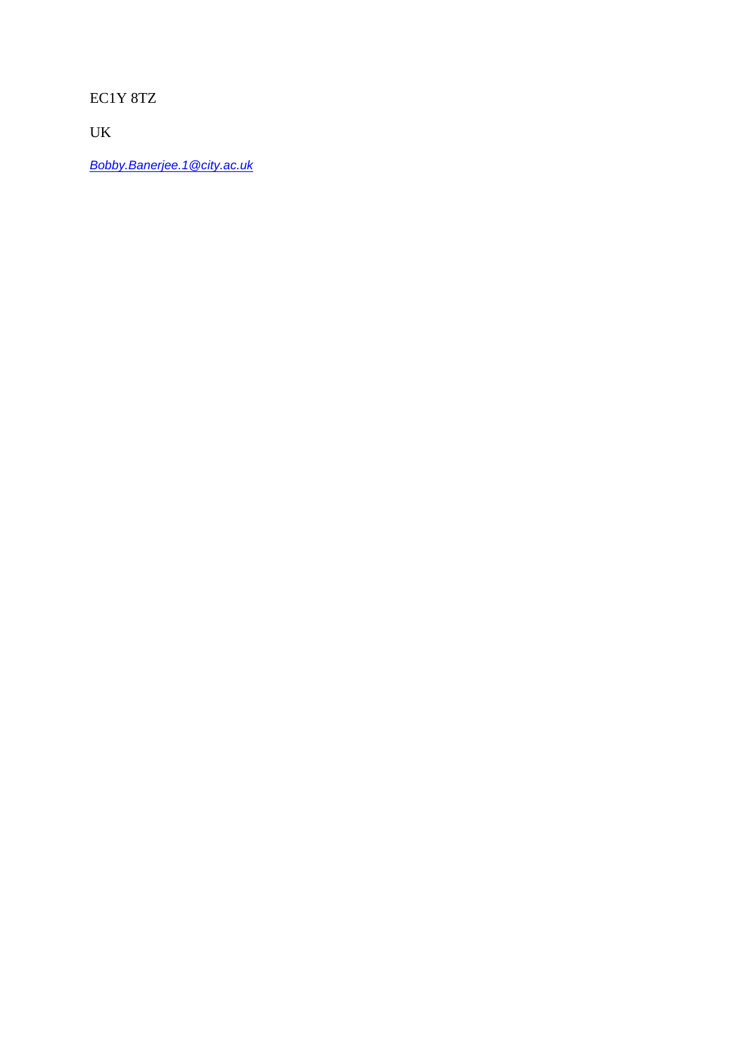EC1Y 8TZ

UK

*Bobby.Banerjee.1@city.ac.uk*